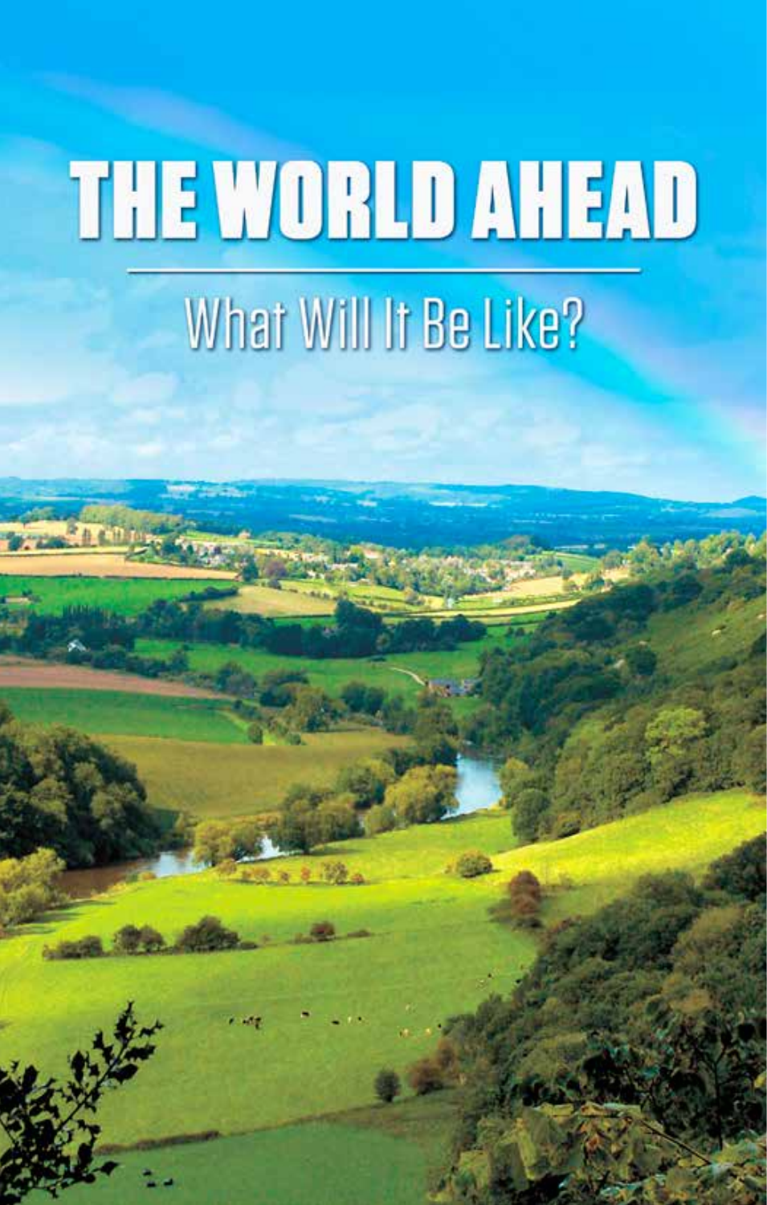# THE WORLD AHEAD

## What Will It Be Like?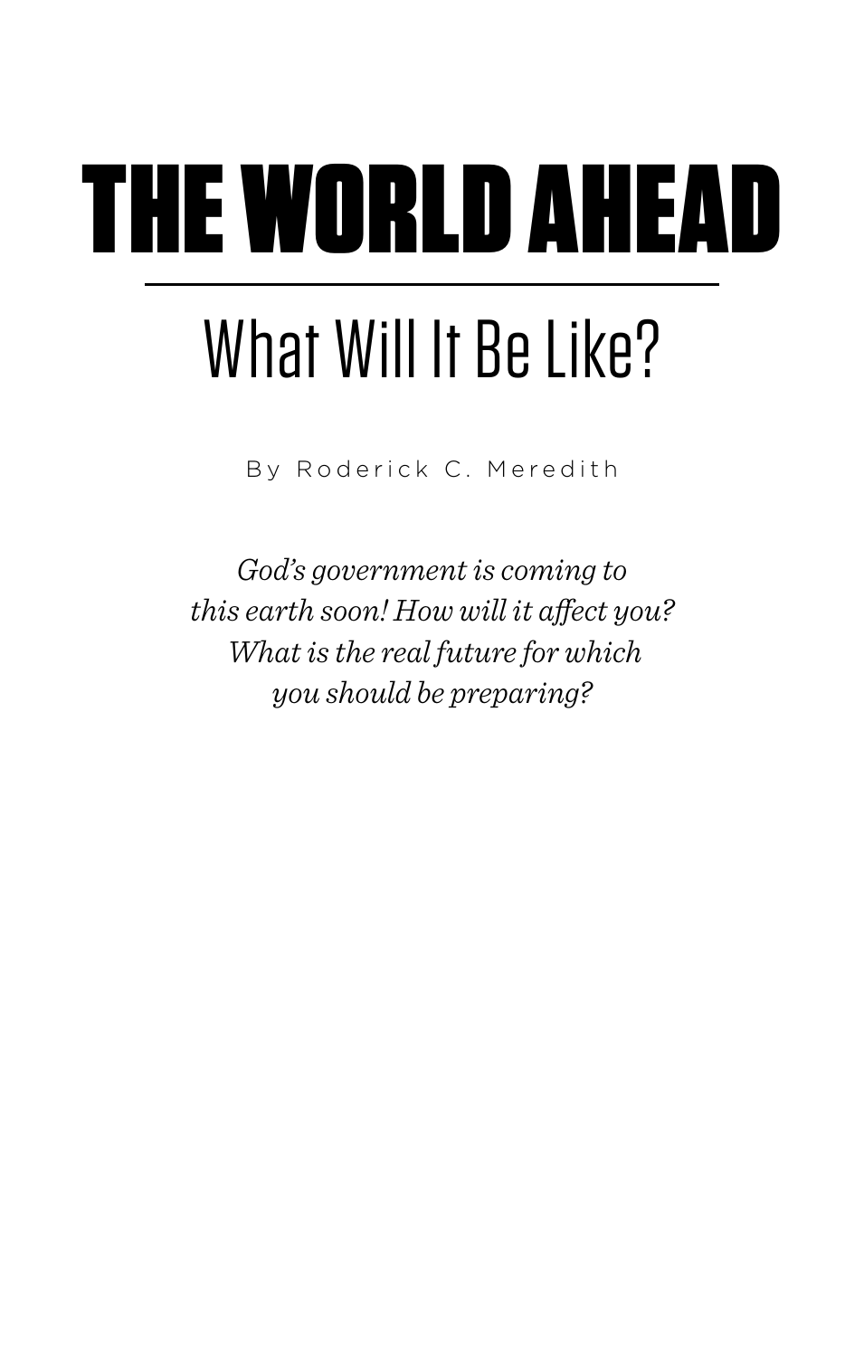# THE WORLD AHEAD

## What Will It Be Like?

By Roderick C. Meredith

*God's government is coming to this earth soon! How will it affect you? What is the real future for which you should be preparing?*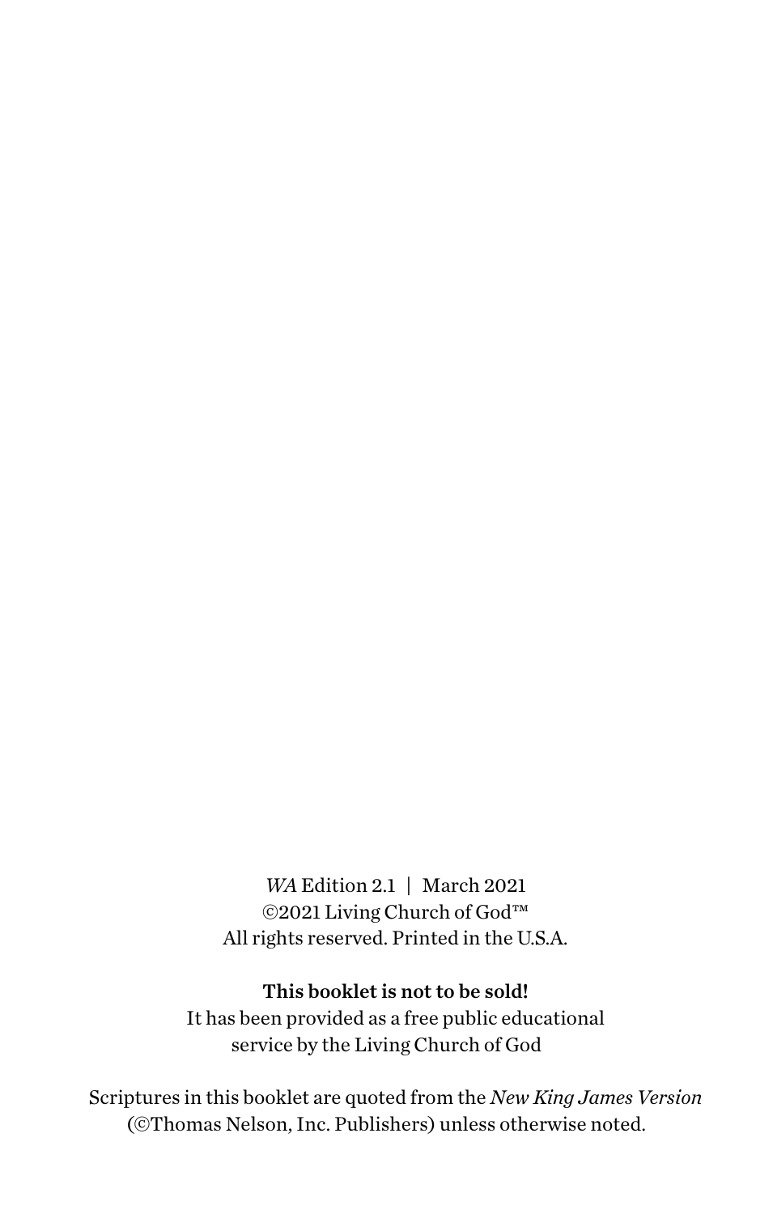*WA* Edition 2.1 | March 2021
©2021 Living Church of God™
All rights reserved. Printed in the U.S.A.

**This booklet is not to be sold!**
It has been provided as a free public educational service by the Living Church of God

Scriptures in this booklet are quoted from the *New King James Version* (©Thomas Nelson, Inc. Publishers) unless otherwise noted.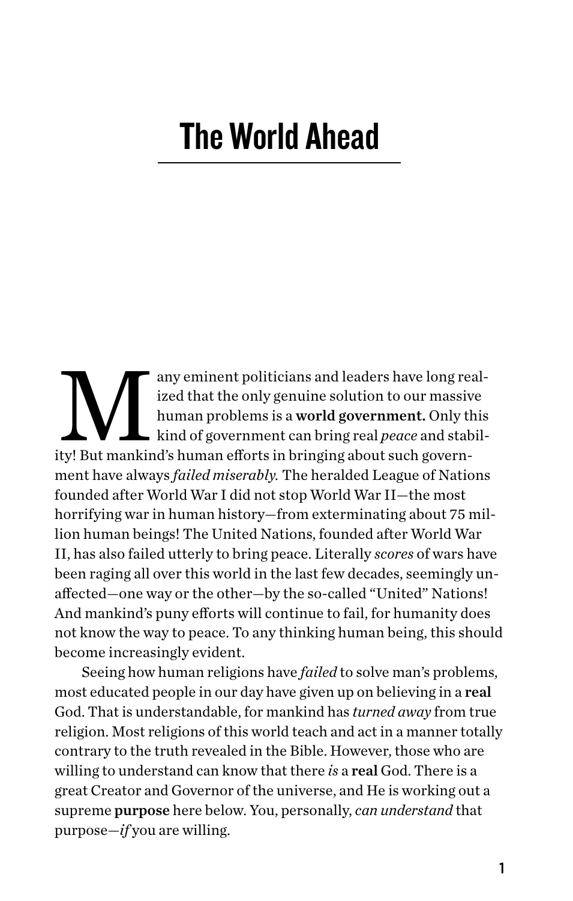# The World Ahead

Many eminent politicians and leaders have long realized that the only genuine solution to our massive human problems is a **world government.** Only this kind of government can bring real *peace* and stability! But mankind's human efforts in bringing about such government have always *failed miserably.* The heralded League of Nations founded after World War I did not stop World War II—the most horrifying war in human history—from exterminating about 75 million human beings! The United Nations, founded after World War II, has also failed utterly to bring peace. Literally *scores* of wars have been raging all over this world in the last few decades, seemingly unaffected—one way or the other—by the so-called "United" Nations! And mankind's puny efforts will continue to fail, for humanity does not know the way to peace. To any thinking human being, this should become increasingly evident.

Seeing how human religions have *failed* to solve man's problems, most educated people in our day have given up on believing in a **real** God. That is understandable, for mankind has *turned away* from true religion. Most religions of this world teach and act in a manner totally contrary to the truth revealed in the Bible. However, those who are willing to understand can know that there *is* a **real** God. There is a great Creator and Governor of the universe, and He is working out a supreme **purpose** here below. You, personally, *can understand* that purpose—*if* you are willing.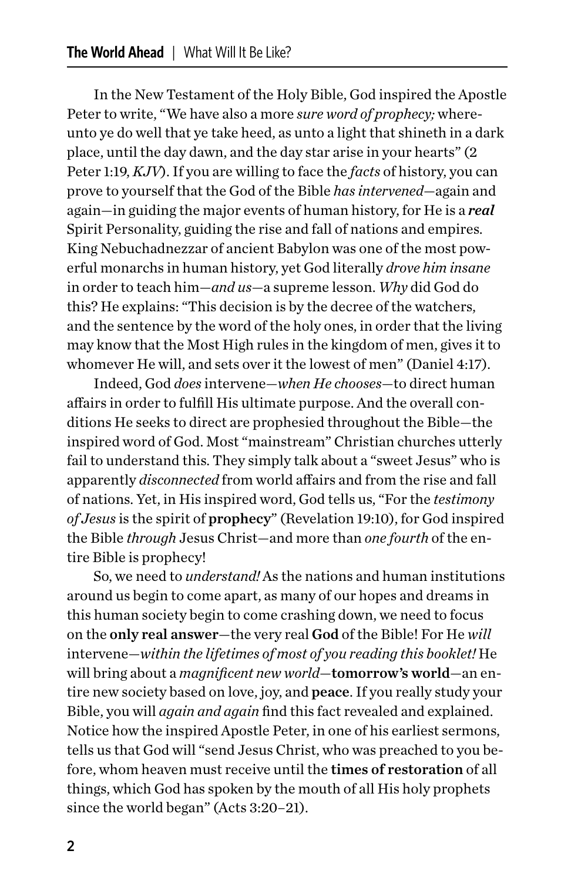In the New Testament of the Holy Bible, God inspired the Apostle Peter to write, "We have also a more *sure word of prophecy;* whereunto ye do well that ye take heed, as unto a light that shineth in a dark place, until the day dawn, and the day star arise in your hearts" (2 Peter 1:19, *KJV*). If you are willing to face the *facts* of history, you can prove to yourself that the God of the Bible *has intervened*—again and again—in guiding the major events of human history, for He is a ***real*** Spirit Personality, guiding the rise and fall of nations and empires. King Nebuchadnezzar of ancient Babylon was one of the most powerful monarchs in human history, yet God literally *drove him insane* in order to teach him—*and us*—a supreme lesson. *Why* did God do this? He explains: "This decision is by the decree of the watchers, and the sentence by the word of the holy ones, in order that the living may know that the Most High rules in the kingdom of men, gives it to whomever He will, and sets over it the lowest of men" (Daniel 4:17).

Indeed, God *does* intervene—*when He chooses*—to direct human affairs in order to fulfill His ultimate purpose. And the overall conditions He seeks to direct are prophesied throughout the Bible—the inspired word of God. Most "mainstream" Christian churches utterly fail to understand this. They simply talk about a "sweet Jesus" who is apparently *disconnected* from world affairs and from the rise and fall of nations. Yet, in His inspired word, God tells us, "For the *testimony of Jesus* is the spirit of **prophecy**" (Revelation 19:10), for God inspired the Bible *through* Jesus Christ—and more than *one fourth* of the entire Bible is prophecy!

So, we need to *understand!* As the nations and human institutions around us begin to come apart, as many of our hopes and dreams in this human society begin to come crashing down, we need to focus on the **only real answer**—the very real **God** of the Bible! For He *will* intervene—*within the lifetimes of most of you reading this booklet!* He will bring about a *magnificent new world*—**tomorrow's world**—an entire new society based on love, joy, and **peace**. If you really study your Bible, you will *again and again* find this fact revealed and explained. Notice how the inspired Apostle Peter, in one of his earliest sermons, tells us that God will "send Jesus Christ, who was preached to you before, whom heaven must receive until the **times of restoration** of all things, which God has spoken by the mouth of all His holy prophets since the world began" (Acts 3:20–21).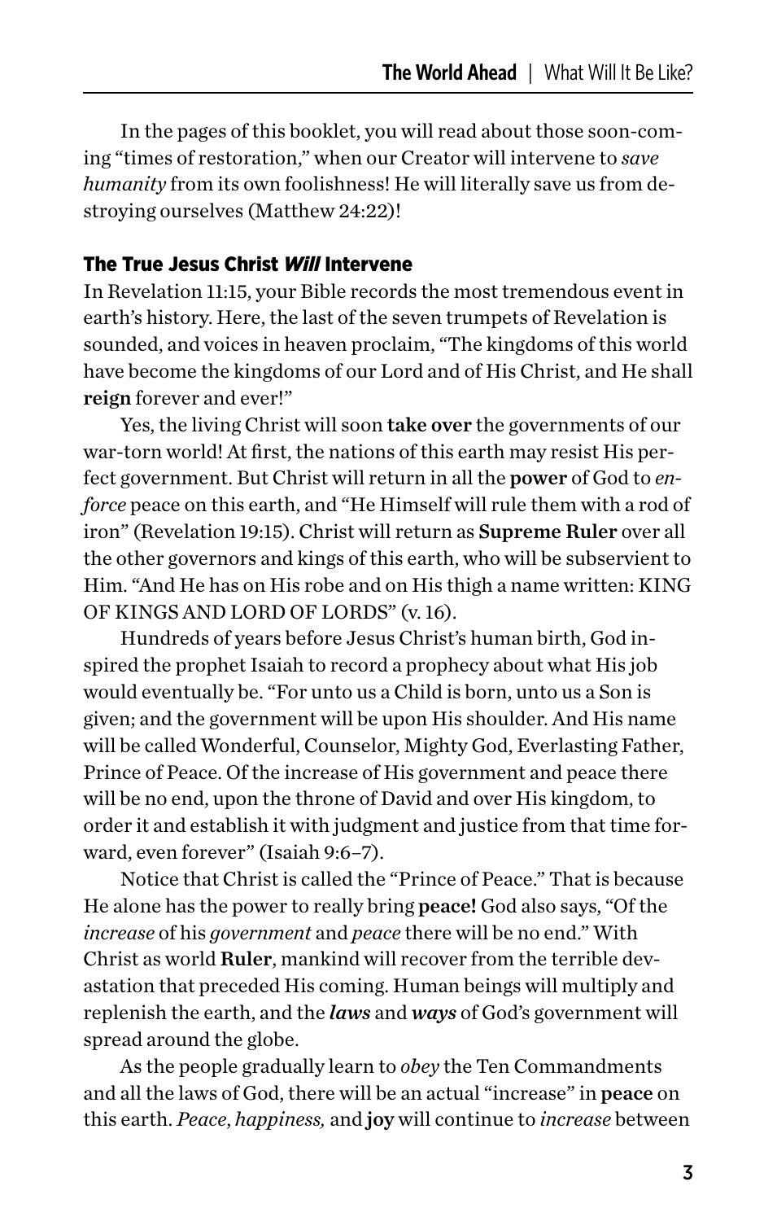In the pages of this booklet, you will read about those soon-coming "times of restoration," when our Creator will intervene to *save humanity* from its own foolishness! He will literally save us from destroying ourselves (Matthew 24:22)!

## The True Jesus Christ *Will* Intervene

In Revelation 11:15, your Bible records the most tremendous event in earth's history. Here, the last of the seven trumpets of Revelation is sounded, and voices in heaven proclaim, "The kingdoms of this world have become the kingdoms of our Lord and of His Christ, and He shall **reign** forever and ever!"

Yes, the living Christ will soon **take over** the governments of our war-torn world! At first, the nations of this earth may resist His perfect government. But Christ will return in all the **power** of God to *enforce* peace on this earth, and "He Himself will rule them with a rod of iron" (Revelation 19:15). Christ will return as **Supreme Ruler** over all the other governors and kings of this earth, who will be subservient to Him. "And He has on His robe and on His thigh a name written: KING OF KINGS AND LORD OF LORDS" (v. 16).

Hundreds of years before Jesus Christ's human birth, God inspired the prophet Isaiah to record a prophecy about what His job would eventually be. "For unto us a Child is born, unto us a Son is given; and the government will be upon His shoulder. And His name will be called Wonderful, Counselor, Mighty God, Everlasting Father, Prince of Peace. Of the increase of His government and peace there will be no end, upon the throne of David and over His kingdom, to order it and establish it with judgment and justice from that time forward, even forever" (Isaiah 9:6–7).

Notice that Christ is called the "Prince of Peace." That is because He alone has the power to really bring **peace!** God also says, "Of the *increase* of his *government* and *peace* there will be no end." With Christ as world **Ruler**, mankind will recover from the terrible devastation that preceded His coming. Human beings will multiply and replenish the earth, and the ***laws*** and ***ways*** of God's government will spread around the globe.

As the people gradually learn to *obey* the Ten Commandments and all the laws of God, there will be an actual "increase" in **peace** on this earth. *Peace, happiness,* and **joy** will continue to *increase* between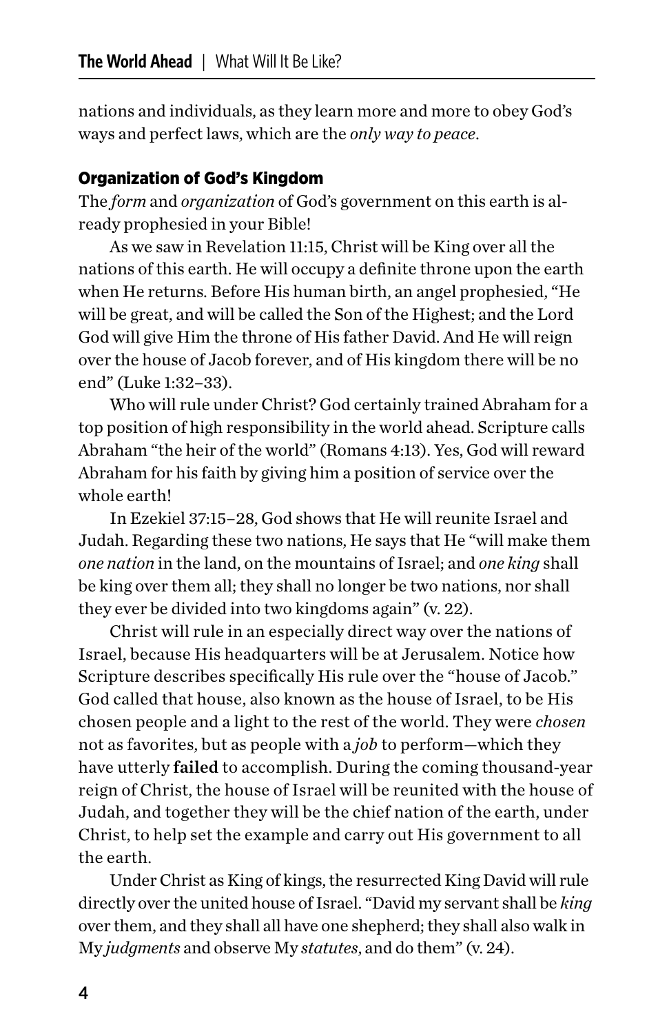nations and individuals, as they learn more and more to obey God's ways and perfect laws, which are the *only way to peace*.

## Organization of God's Kingdom

The *form* and *organization* of God's government on this earth is already prophesied in your Bible!

As we saw in Revelation 11:15, Christ will be King over all the nations of this earth. He will occupy a definite throne upon the earth when He returns. Before His human birth, an angel prophesied, "He will be great, and will be called the Son of the Highest; and the Lord God will give Him the throne of His father David. And He will reign over the house of Jacob forever, and of His kingdom there will be no end" (Luke 1:32–33).

Who will rule under Christ? God certainly trained Abraham for a top position of high responsibility in the world ahead. Scripture calls Abraham "the heir of the world" (Romans 4:13). Yes, God will reward Abraham for his faith by giving him a position of service over the whole earth!

In Ezekiel 37:15–28, God shows that He will reunite Israel and Judah. Regarding these two nations, He says that He "will make them *one nation* in the land, on the mountains of Israel; and *one king* shall be king over them all; they shall no longer be two nations, nor shall they ever be divided into two kingdoms again" (v. 22).

Christ will rule in an especially direct way over the nations of Israel, because His headquarters will be at Jerusalem. Notice how Scripture describes specifically His rule over the "house of Jacob." God called that house, also known as the house of Israel, to be His chosen people and a light to the rest of the world. They were *chosen* not as favorites, but as people with a *job* to perform—which they have utterly **failed** to accomplish. During the coming thousand-year reign of Christ, the house of Israel will be reunited with the house of Judah, and together they will be the chief nation of the earth, under Christ, to help set the example and carry out His government to all the earth.

Under Christ as King of kings, the resurrected King David will rule directly over the united house of Israel. "David my servant shall be *king* over them, and they shall all have one shepherd; they shall also walk in My *judgments* and observe My *statutes*, and do them" (v. 24).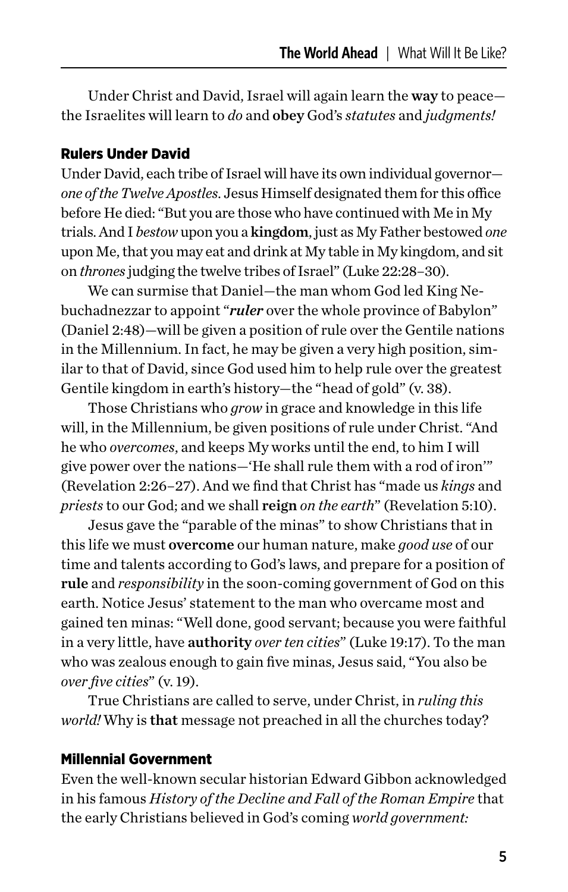Under Christ and David, Israel will again learn the **way** to peace—the Israelites will learn to *do* and **obey** God's *statutes* and *judgments!*

## Rulers Under David

Under David, each tribe of Israel will have its own individual governor—*one of the Twelve Apostles*. Jesus Himself designated them for this office before He died: "But you are those who have continued with Me in My trials. And I *bestow* upon you a **kingdom**, just as My Father bestowed *one* upon Me, that you may eat and drink at My table in My kingdom, and sit on *thrones* judging the twelve tribes of Israel" (Luke 22:28–30).

We can surmise that Daniel—the man whom God led King Nebuchadnezzar to appoint "***ruler*** over the whole province of Babylon" (Daniel 2:48)—will be given a position of rule over the Gentile nations in the Millennium. In fact, he may be given a very high position, similar to that of David, since God used him to help rule over the greatest Gentile kingdom in earth's history—the "head of gold" (v. 38).

Those Christians who *grow* in grace and knowledge in this life will, in the Millennium, be given positions of rule under Christ. "And he who *overcomes*, and keeps My works until the end, to him I will give power over the nations—'He shall rule them with a rod of iron'" (Revelation 2:26–27). And we find that Christ has "made us *kings* and *priests* to our God; and we shall **reign** *on the earth*" (Revelation 5:10).

Jesus gave the "parable of the minas" to show Christians that in this life we must **overcome** our human nature, make *good use* of our time and talents according to God's laws, and prepare for a position of **rule** and *responsibility* in the soon-coming government of God on this earth. Notice Jesus' statement to the man who overcame most and gained ten minas: "Well done, good servant; because you were faithful in a very little, have **authority** *over ten cities*" (Luke 19:17). To the man who was zealous enough to gain five minas, Jesus said, "You also be *over five cities*" (v. 19).

True Christians are called to serve, under Christ, in *ruling this world!* Why is **that** message not preached in all the churches today?

## Millennial Government

Even the well-known secular historian Edward Gibbon acknowledged in his famous *History of the Decline and Fall of the Roman Empire* that the early Christians believed in God's coming *world government:*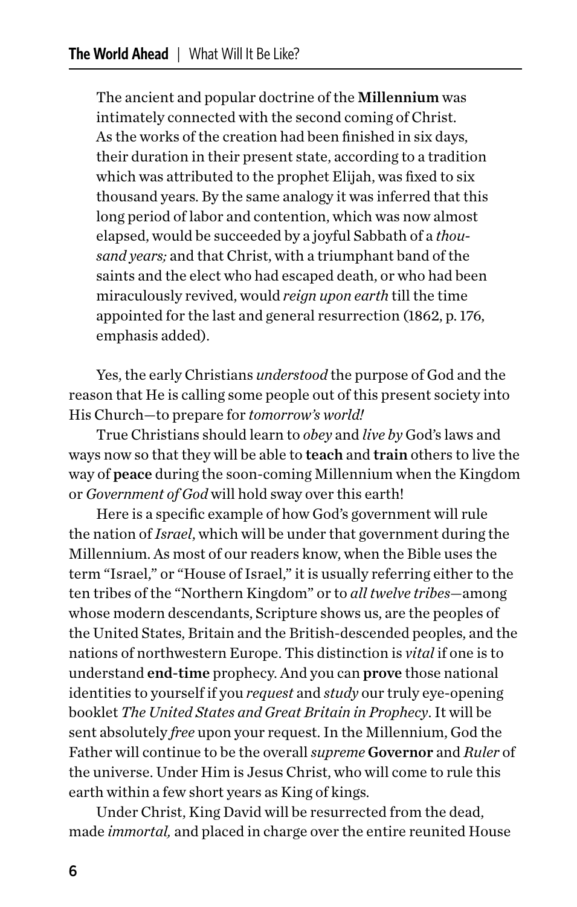> The ancient and popular doctrine of the **Millennium** was intimately connected with the second coming of Christ. As the works of the creation had been finished in six days, their duration in their present state, according to a tradition which was attributed to the prophet Elijah, was fixed to six thousand years. By the same analogy it was inferred that this long period of labor and contention, which was now almost elapsed, would be succeeded by a joyful Sabbath of a *thousand years;* and that Christ, with a triumphant band of the saints and the elect who had escaped death, or who had been miraculously revived, would *reign upon earth* till the time appointed for the last and general resurrection (1862, p. 176, emphasis added).

Yes, the early Christians *understood* the purpose of God and the reason that He is calling some people out of this present society into His Church—to prepare for *tomorrow's world!*

True Christians should learn to *obey* and *live by* God's laws and ways now so that they will be able to **teach** and **train** others to live the way of **peace** during the soon-coming Millennium when the Kingdom or *Government of God* will hold sway over this earth!

Here is a specific example of how God's government will rule the nation of *Israel*, which will be under that government during the Millennium. As most of our readers know, when the Bible uses the term "Israel," or "House of Israel," it is usually referring either to the ten tribes of the "Northern Kingdom" or to *all twelve tribes*—among whose modern descendants, Scripture shows us, are the peoples of the United States, Britain and the British-descended peoples, and the nations of northwestern Europe. This distinction is *vital* if one is to understand **end-time** prophecy. And you can **prove** those national identities to yourself if you *request* and *study* our truly eye-opening booklet *The United States and Great Britain in Prophecy*. It will be sent absolutely *free* upon your request. In the Millennium, God the Father will continue to be the overall *supreme* **Governor** and *Ruler* of the universe. Under Him is Jesus Christ, who will come to rule this earth within a few short years as King of kings.

Under Christ, King David will be resurrected from the dead, made *immortal,* and placed in charge over the entire reunited House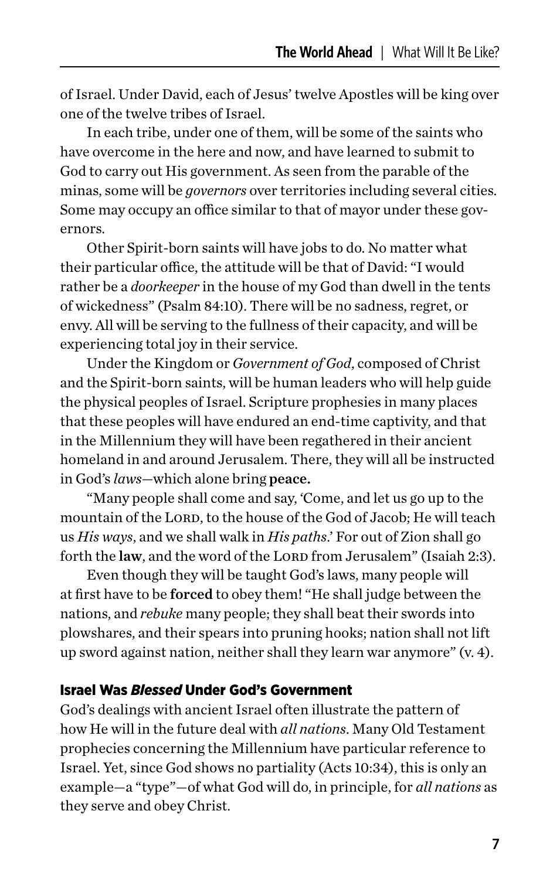of Israel. Under David, each of Jesus' twelve Apostles will be king over one of the twelve tribes of Israel.

In each tribe, under one of them, will be some of the saints who have overcome in the here and now, and have learned to submit to God to carry out His government. As seen from the parable of the minas, some will be *governors* over territories including several cities. Some may occupy an office similar to that of mayor under these governors.

Other Spirit-born saints will have jobs to do. No matter what their particular office, the attitude will be that of David: "I would rather be a *doorkeeper* in the house of my God than dwell in the tents of wickedness" (Psalm 84:10). There will be no sadness, regret, or envy. All will be serving to the fullness of their capacity, and will be experiencing total joy in their service.

Under the Kingdom or *Government of God*, composed of Christ and the Spirit-born saints, will be human leaders who will help guide the physical peoples of Israel. Scripture prophesies in many places that these peoples will have endured an end-time captivity, and that in the Millennium they will have been regathered in their ancient homeland in and around Jerusalem. There, they will all be instructed in God's *laws*—which alone bring **peace.**

"Many people shall come and say, 'Come, and let us go up to the mountain of the LORD, to the house of the God of Jacob; He will teach us *His ways*, and we shall walk in *His paths*.' For out of Zion shall go forth the **law**, and the word of the LORD from Jerusalem" (Isaiah 2:3).

Even though they will be taught God's laws, many people will at first have to be **forced** to obey them! "He shall judge between the nations, and *rebuke* many people; they shall beat their swords into plowshares, and their spears into pruning hooks; nation shall not lift up sword against nation, neither shall they learn war anymore" (v. 4).

### Israel Was *Blessed* Under God's Government

God's dealings with ancient Israel often illustrate the pattern of how He will in the future deal with *all nations*. Many Old Testament prophecies concerning the Millennium have particular reference to Israel. Yet, since God shows no partiality (Acts 10:34), this is only an example—a "type"—of what God will do, in principle, for *all nations* as they serve and obey Christ.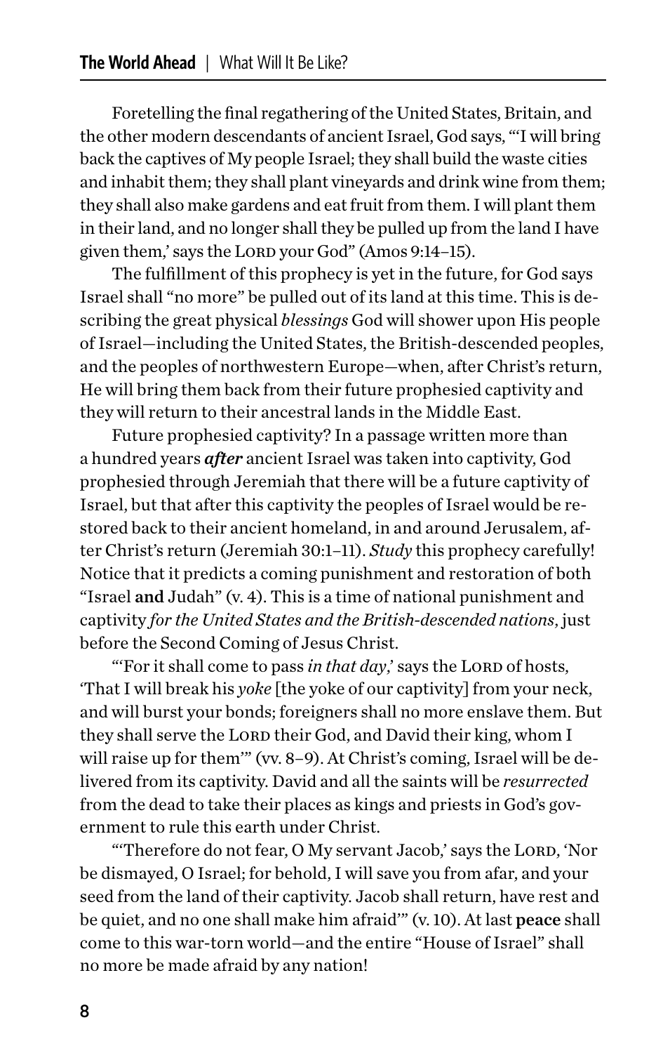Foretelling the final regathering of the United States, Britain, and the other modern descendants of ancient Israel, God says, "'I will bring back the captives of My people Israel; they shall build the waste cities and inhabit them; they shall plant vineyards and drink wine from them; they shall also make gardens and eat fruit from them. I will plant them in their land, and no longer shall they be pulled up from the land I have given them,' says the LORD your God" (Amos 9:14–15).

The fulfillment of this prophecy is yet in the future, for God says Israel shall "no more" be pulled out of its land at this time. This is describing the great physical *blessings* God will shower upon His people of Israel—including the United States, the British-descended peoples, and the peoples of northwestern Europe—when, after Christ's return, He will bring them back from their future prophesied captivity and they will return to their ancestral lands in the Middle East.

Future prophesied captivity? In a passage written more than a hundred years ***after*** ancient Israel was taken into captivity, God prophesied through Jeremiah that there will be a future captivity of Israel, but that after this captivity the peoples of Israel would be restored back to their ancient homeland, in and around Jerusalem, after Christ's return (Jeremiah 30:1–11). *Study* this prophecy carefully! Notice that it predicts a coming punishment and restoration of both "Israel **and** Judah" (v. 4). This is a time of national punishment and captivity *for the United States and the British-descended nations*, just before the Second Coming of Jesus Christ.

"'For it shall come to pass *in that day*,' says the LORD of hosts, 'That I will break his *yoke* [the yoke of our captivity] from your neck, and will burst your bonds; foreigners shall no more enslave them. But they shall serve the LORD their God, and David their king, whom I will raise up for them'" (vv. 8–9). At Christ's coming, Israel will be delivered from its captivity. David and all the saints will be *resurrected* from the dead to take their places as kings and priests in God's government to rule this earth under Christ.

"'Therefore do not fear, O My servant Jacob,' says the LORD, 'Nor be dismayed, O Israel; for behold, I will save you from afar, and your seed from the land of their captivity. Jacob shall return, have rest and be quiet, and no one shall make him afraid'" (v. 10). At last **peace** shall come to this war-torn world—and the entire "House of Israel" shall no more be made afraid by any nation!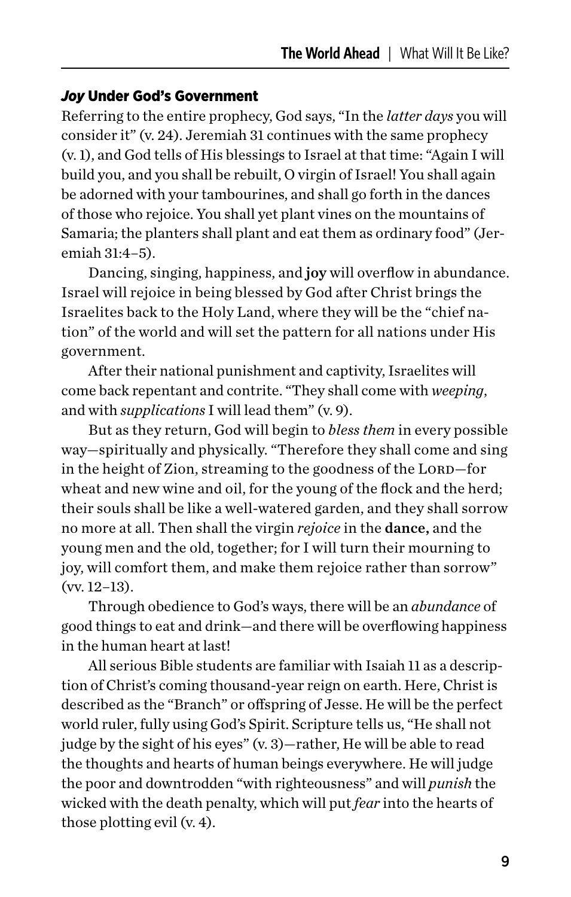### *Joy* Under God's Government

Referring to the entire prophecy, God says, "In the *latter days* you will consider it" (v. 24). Jeremiah 31 continues with the same prophecy (v. 1), and God tells of His blessings to Israel at that time: "Again I will build you, and you shall be rebuilt, O virgin of Israel! You shall again be adorned with your tambourines, and shall go forth in the dances of those who rejoice. You shall yet plant vines on the mountains of Samaria; the planters shall plant and eat them as ordinary food" (Jeremiah 31:4–5).

Dancing, singing, happiness, and **joy** will overflow in abundance. Israel will rejoice in being blessed by God after Christ brings the Israelites back to the Holy Land, where they will be the "chief nation" of the world and will set the pattern for all nations under His government.

After their national punishment and captivity, Israelites will come back repentant and contrite. "They shall come with *weeping*, and with *supplications* I will lead them" (v. 9).

But as they return, God will begin to *bless them* in every possible way—spiritually and physically. "Therefore they shall come and sing in the height of Zion, streaming to the goodness of the LORD—for wheat and new wine and oil, for the young of the flock and the herd; their souls shall be like a well-watered garden, and they shall sorrow no more at all. Then shall the virgin *rejoice* in the **dance,** and the young men and the old, together; for I will turn their mourning to joy, will comfort them, and make them rejoice rather than sorrow" (vv. 12–13).

Through obedience to God's ways, there will be an *abundance* of good things to eat and drink—and there will be overflowing happiness in the human heart at last!

All serious Bible students are familiar with Isaiah 11 as a description of Christ's coming thousand-year reign on earth. Here, Christ is described as the "Branch" or offspring of Jesse. He will be the perfect world ruler, fully using God's Spirit. Scripture tells us, "He shall not judge by the sight of his eyes" (v. 3)—rather, He will be able to read the thoughts and hearts of human beings everywhere. He will judge the poor and downtrodden "with righteousness" and will *punish* the wicked with the death penalty, which will put *fear* into the hearts of those plotting evil (v. 4).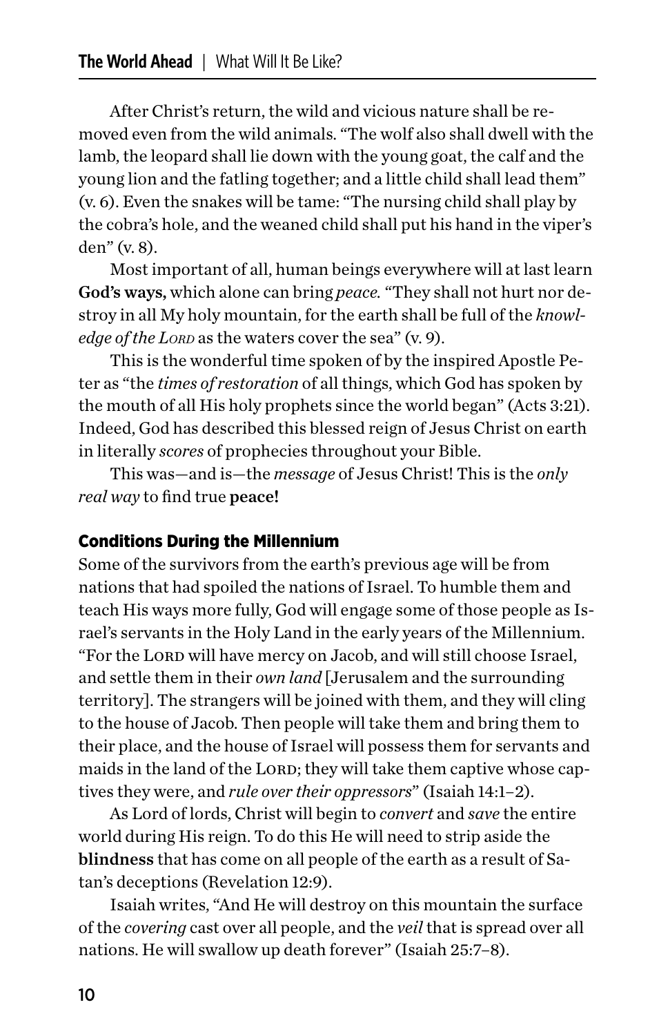After Christ's return, the wild and vicious nature shall be removed even from the wild animals. "The wolf also shall dwell with the lamb, the leopard shall lie down with the young goat, the calf and the young lion and the fatling together; and a little child shall lead them" (v. 6). Even the snakes will be tame: "The nursing child shall play by the cobra's hole, and the weaned child shall put his hand in the viper's den" (v. 8).

Most important of all, human beings everywhere will at last learn **God's ways,** which alone can bring *peace.* "They shall not hurt nor destroy in all My holy mountain, for the earth shall be full of the *knowledge of the Lord* as the waters cover the sea" (v. 9).

This is the wonderful time spoken of by the inspired Apostle Peter as "the *times of restoration* of all things, which God has spoken by the mouth of all His holy prophets since the world began" (Acts 3:21). Indeed, God has described this blessed reign of Jesus Christ on earth in literally *scores* of prophecies throughout your Bible.

This was—and is—the *message* of Jesus Christ! This is the *only real way* to find true **peace!**

### Conditions During the Millennium

Some of the survivors from the earth's previous age will be from nations that had spoiled the nations of Israel. To humble them and teach His ways more fully, God will engage some of those people as Israel's servants in the Holy Land in the early years of the Millennium. "For the Lord will have mercy on Jacob, and will still choose Israel, and settle them in their *own land* [Jerusalem and the surrounding territory]. The strangers will be joined with them, and they will cling to the house of Jacob. Then people will take them and bring them to their place, and the house of Israel will possess them for servants and maids in the land of the Lord; they will take them captive whose captives they were, and *rule over their oppressors*" (Isaiah 14:1–2).

As Lord of lords, Christ will begin to *convert* and *save* the entire world during His reign. To do this He will need to strip aside the **blindness** that has come on all people of the earth as a result of Satan's deceptions (Revelation 12:9).

Isaiah writes, "And He will destroy on this mountain the surface of the *covering* cast over all people, and the *veil* that is spread over all nations. He will swallow up death forever" (Isaiah 25:7–8).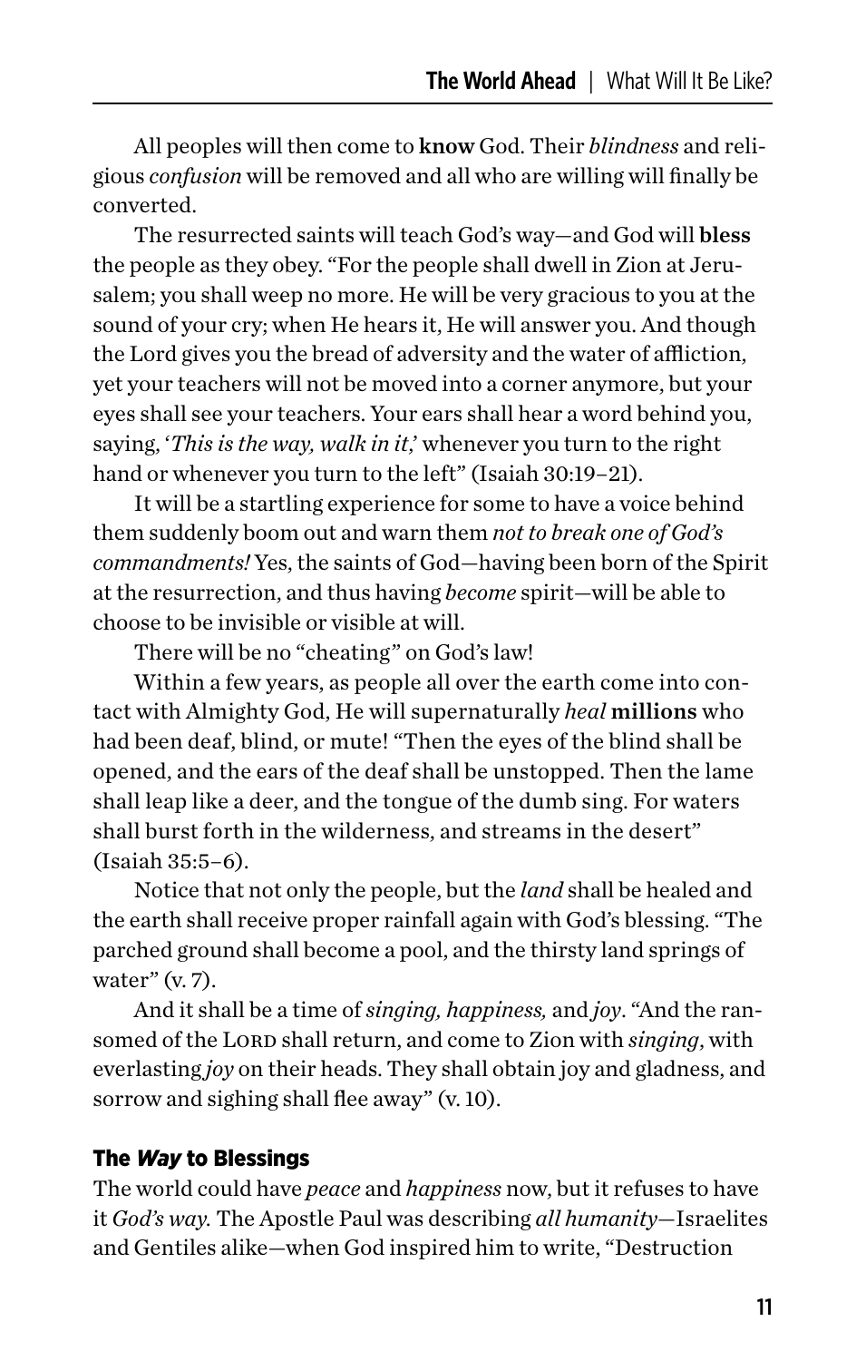All peoples will then come to **know** God. Their *blindness* and religious *confusion* will be removed and all who are willing will finally be converted.

The resurrected saints will teach God's way—and God will **bless** the people as they obey. "For the people shall dwell in Zion at Jerusalem; you shall weep no more. He will be very gracious to you at the sound of your cry; when He hears it, He will answer you. And though the Lord gives you the bread of adversity and the water of affliction, yet your teachers will not be moved into a corner anymore, but your eyes shall see your teachers. Your ears shall hear a word behind you, saying, '*This is the way, walk in it*,' whenever you turn to the right hand or whenever you turn to the left" (Isaiah 30:19–21).

It will be a startling experience for some to have a voice behind them suddenly boom out and warn them *not to break one of God's commandments!* Yes, the saints of God—having been born of the Spirit at the resurrection, and thus having *become* spirit—will be able to choose to be invisible or visible at will.

There will be no "cheating" on God's law!

Within a few years, as people all over the earth come into contact with Almighty God, He will supernaturally *heal* **millions** who had been deaf, blind, or mute! "Then the eyes of the blind shall be opened, and the ears of the deaf shall be unstopped. Then the lame shall leap like a deer, and the tongue of the dumb sing. For waters shall burst forth in the wilderness, and streams in the desert" (Isaiah 35:5–6).

Notice that not only the people, but the *land* shall be healed and the earth shall receive proper rainfall again with God's blessing. "The parched ground shall become a pool, and the thirsty land springs of water" (v. 7).

And it shall be a time of *singing, happiness,* and *joy*. "And the ransomed of the Lord shall return, and come to Zion with *singing*, with everlasting *joy* on their heads. They shall obtain joy and gladness, and sorrow and sighing shall flee away" (v. 10).

### The *Way* to Blessings

The world could have *peace* and *happiness* now, but it refuses to have it *God's way.* The Apostle Paul was describing *all humanity*—Israelites and Gentiles alike—when God inspired him to write, "Destruction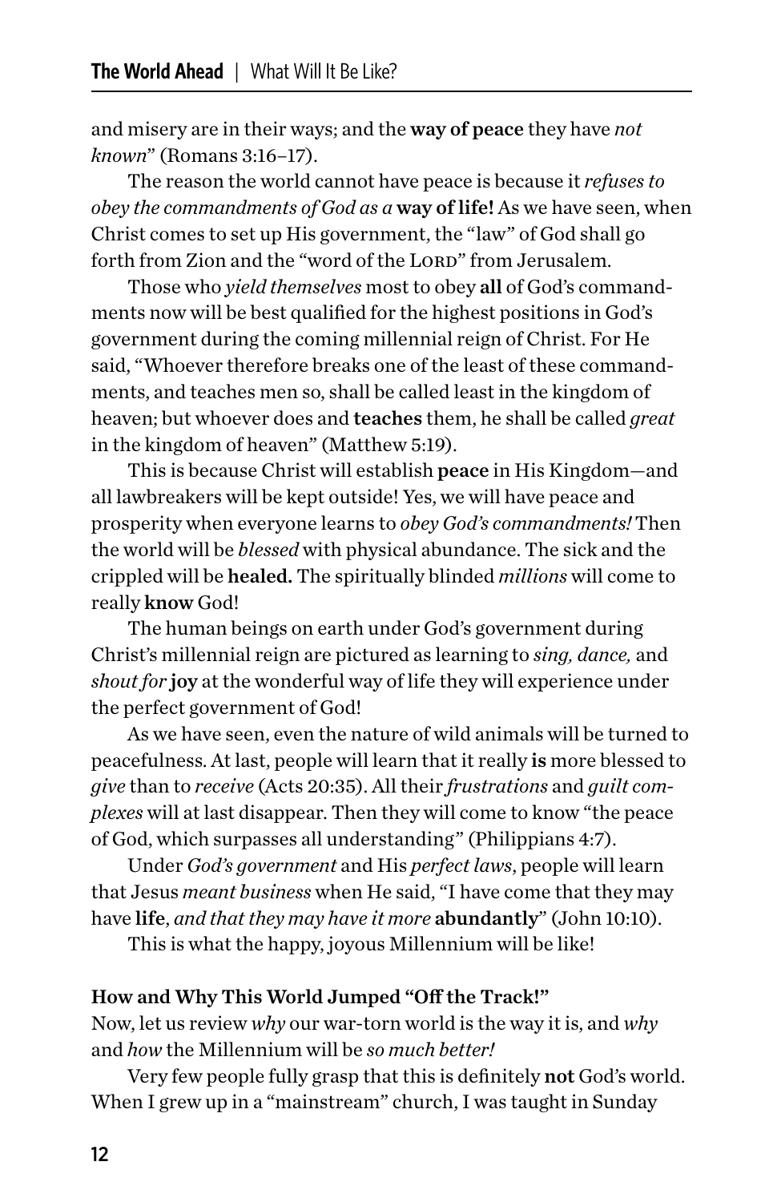and misery are in their ways; and the **way of peace** they have *not known*" (Romans 3:16–17).

The reason the world cannot have peace is because it *refuses to obey the commandments of God as a* **way of life!** As we have seen, when Christ comes to set up His government, the "law" of God shall go forth from Zion and the "word of the LORD" from Jerusalem.

Those who *yield themselves* most to obey **all** of God's commandments now will be best qualified for the highest positions in God's government during the coming millennial reign of Christ. For He said, "Whoever therefore breaks one of the least of these commandments, and teaches men so, shall be called least in the kingdom of heaven; but whoever does and **teaches** them, he shall be called *great* in the kingdom of heaven" (Matthew 5:19).

This is because Christ will establish **peace** in His Kingdom—and all lawbreakers will be kept outside! Yes, we will have peace and prosperity when everyone learns to *obey God's commandments!* Then the world will be *blessed* with physical abundance. The sick and the crippled will be **healed.** The spiritually blinded *millions* will come to really **know** God!

The human beings on earth under God's government during Christ's millennial reign are pictured as learning to *sing, dance,* and *shout for* **joy** at the wonderful way of life they will experience under the perfect government of God!

As we have seen, even the nature of wild animals will be turned to peacefulness. At last, people will learn that it really **is** more blessed to *give* than to *receive* (Acts 20:35). All their *frustrations* and *guilt complexes* will at last disappear. Then they will come to know "the peace of God, which surpasses all understanding" (Philippians 4:7).

Under *God's government* and His *perfect laws*, people will learn that Jesus *meant business* when He said, "I have come that they may have **life**, *and that they may have it more* **abundantly**" (John 10:10).

This is what the happy, joyous Millennium will be like!

**How and Why This World Jumped "Off the Track!"**

Now, let us review *why* our war-torn world is the way it is, and *why* and *how* the Millennium will be *so much better!*

Very few people fully grasp that this is definitely **not** God's world. When I grew up in a "mainstream" church, I was taught in Sunday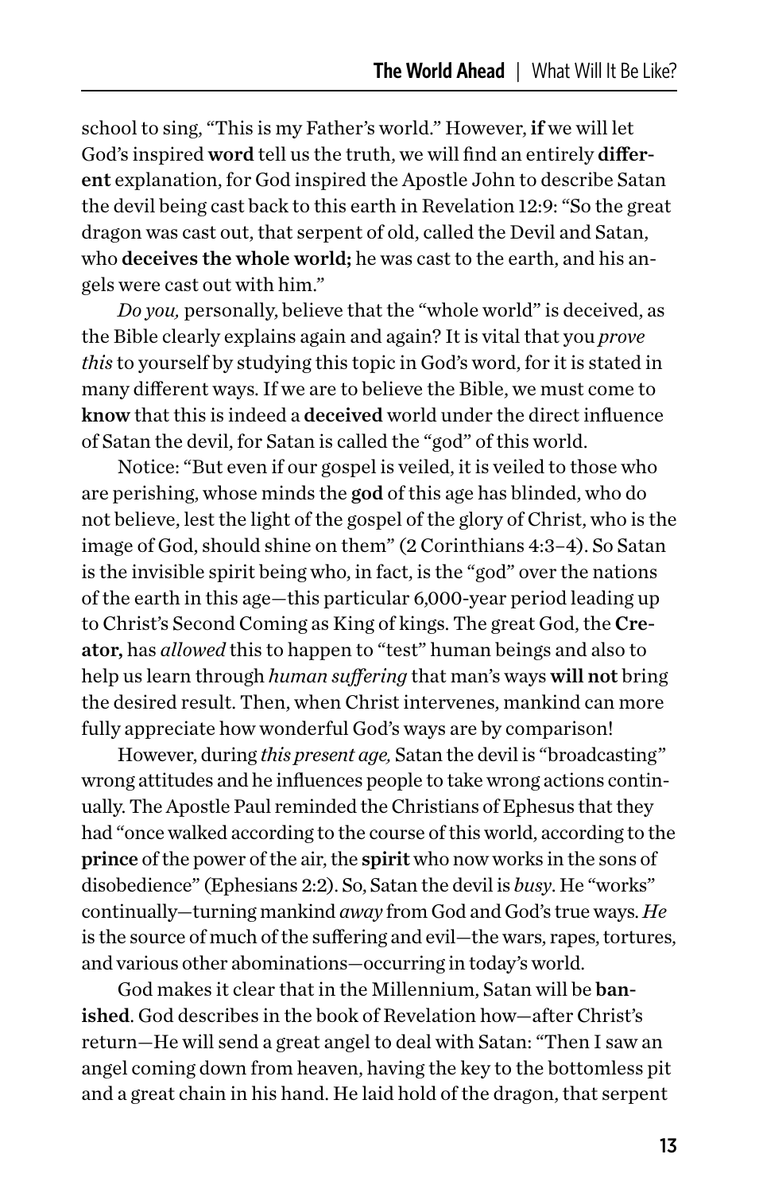school to sing, "This is my Father's world." However, **if** we will let God's inspired **word** tell us the truth, we will find an entirely **different** explanation, for God inspired the Apostle John to describe Satan the devil being cast back to this earth in Revelation 12:9: "So the great dragon was cast out, that serpent of old, called the Devil and Satan, who **deceives the whole world;** he was cast to the earth, and his angels were cast out with him."

*Do you,* personally, believe that the "whole world" is deceived, as the Bible clearly explains again and again? It is vital that you *prove this* to yourself by studying this topic in God's word, for it is stated in many different ways. If we are to believe the Bible, we must come to **know** that this is indeed a **deceived** world under the direct influence of Satan the devil, for Satan is called the "god" of this world.

Notice: "But even if our gospel is veiled, it is veiled to those who are perishing, whose minds the **god** of this age has blinded, who do not believe, lest the light of the gospel of the glory of Christ, who is the image of God, should shine on them" (2 Corinthians 4:3–4). So Satan is the invisible spirit being who, in fact, is the "god" over the nations of the earth in this age—this particular 6,000-year period leading up to Christ's Second Coming as King of kings. The great God, the **Creator,** has *allowed* this to happen to "test" human beings and also to help us learn through *human suffering* that man's ways **will not** bring the desired result. Then, when Christ intervenes, mankind can more fully appreciate how wonderful God's ways are by comparison!

However, during *this present age,* Satan the devil is "broadcasting" wrong attitudes and he influences people to take wrong actions continually. The Apostle Paul reminded the Christians of Ephesus that they had "once walked according to the course of this world, according to the **prince** of the power of the air, the **spirit** who now works in the sons of disobedience" (Ephesians 2:2). So, Satan the devil is *busy*. He "works" continually—turning mankind *away* from God and God's true ways. *He* is the source of much of the suffering and evil—the wars, rapes, tortures, and various other abominations—occurring in today's world.

God makes it clear that in the Millennium, Satan will be **banished**. God describes in the book of Revelation how—after Christ's return—He will send a great angel to deal with Satan: "Then I saw an angel coming down from heaven, having the key to the bottomless pit and a great chain in his hand. He laid hold of the dragon, that serpent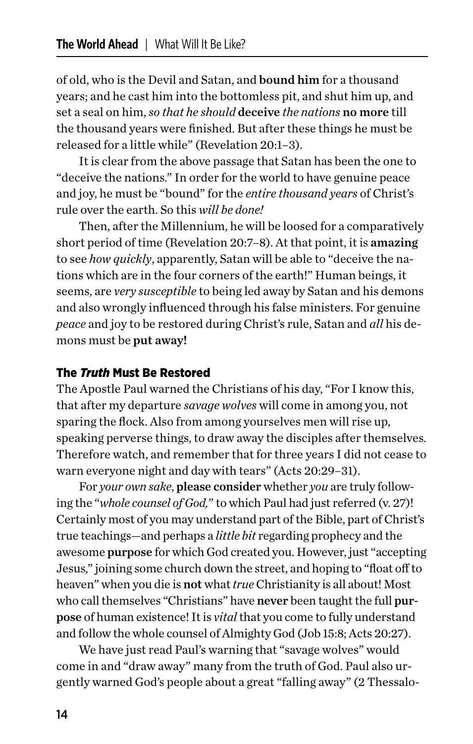of old, who is the Devil and Satan, and **bound him** for a thousand years; and he cast him into the bottomless pit, and shut him up, and set a seal on him, *so that he should* **deceive** *the nations* **no more** till the thousand years were finished. But after these things he must be released for a little while" (Revelation 20:1–3).

It is clear from the above passage that Satan has been the one to "deceive the nations." In order for the world to have genuine peace and joy, he must be "bound" for the *entire thousand years* of Christ's rule over the earth. So this *will be done!*

Then, after the Millennium, he will be loosed for a comparatively short period of time (Revelation 20:7–8). At that point, it is **amazing** to see *how quickly*, apparently, Satan will be able to "deceive the nations which are in the four corners of the earth!" Human beings, it seems, are *very susceptible* to being led away by Satan and his demons and also wrongly influenced through his false ministers. For genuine *peace* and joy to be restored during Christ's rule, Satan and *all* his demons must be **put away!**

### The *Truth* Must Be Restored

The Apostle Paul warned the Christians of his day, "For I know this, that after my departure *savage wolves* will come in among you, not sparing the flock. Also from among yourselves men will rise up, speaking perverse things, to draw away the disciples after themselves. Therefore watch, and remember that for three years I did not cease to warn everyone night and day with tears" (Acts 20:29–31).

For *your own sake*, **please consider** whether *you* are truly following the "*whole counsel of God,*" to which Paul had just referred (v. 27)! Certainly most of you may understand part of the Bible, part of Christ's true teachings—and perhaps a *little bit* regarding prophecy and the awesome **purpose** for which God created you. However, just "accepting Jesus," joining some church down the street, and hoping to "float off to heaven" when you die is **not** what *true* Christianity is all about! Most who call themselves "Christians" have **never** been taught the full **purpose** of human existence! It is *vital* that you come to fully understand and follow the whole counsel of Almighty God (Job 15:8; Acts 20:27).

We have just read Paul's warning that "savage wolves" would come in and "draw away" many from the truth of God. Paul also urgently warned God's people about a great "falling away" (2 Thessalo-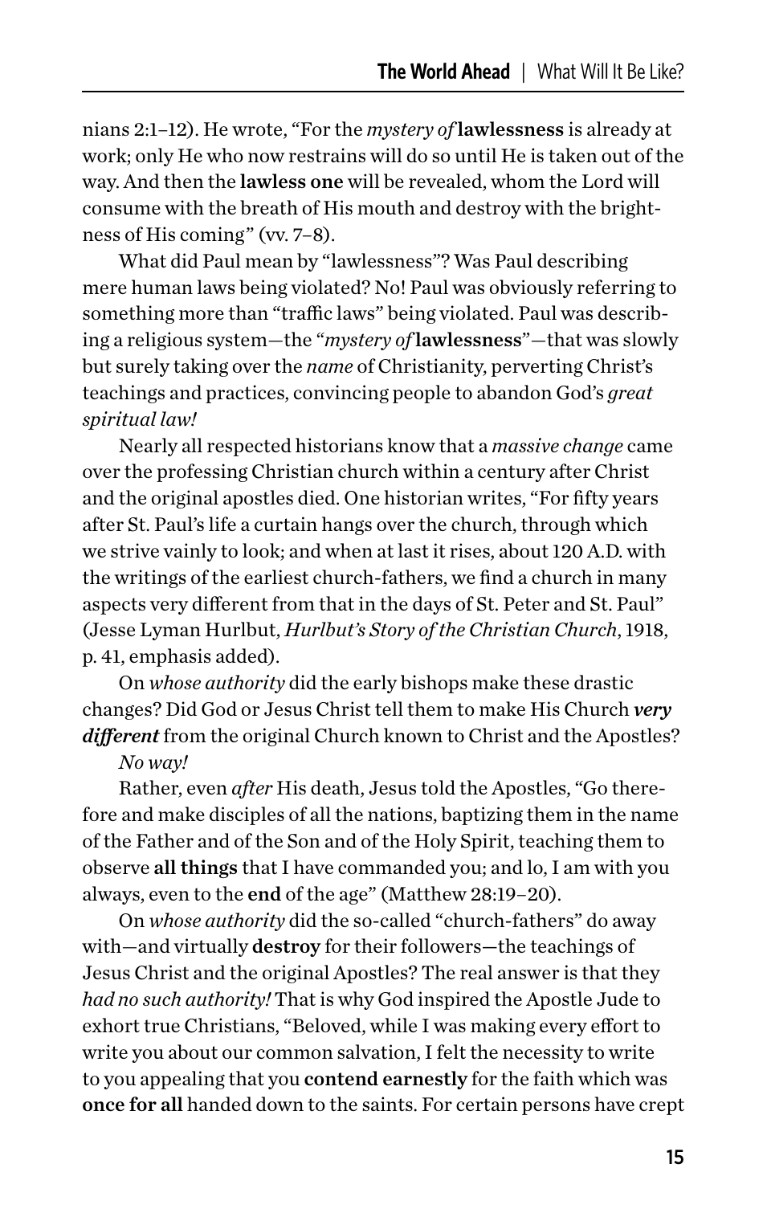nians 2:1–12). He wrote, "For the *mystery of* **lawlessness** is already at work; only He who now restrains will do so until He is taken out of the way. And then the **lawless one** will be revealed, whom the Lord will consume with the breath of His mouth and destroy with the brightness of His coming" (vv. 7–8).

What did Paul mean by "lawlessness"? Was Paul describing mere human laws being violated? No! Paul was obviously referring to something more than "traffic laws" being violated. Paul was describing a religious system—the "*mystery of* **lawlessness**"—that was slowly but surely taking over the *name* of Christianity, perverting Christ's teachings and practices, convincing people to abandon God's *great spiritual law!*

Nearly all respected historians know that a *massive change* came over the professing Christian church within a century after Christ and the original apostles died. One historian writes, "For fifty years after St. Paul's life a curtain hangs over the church, through which we strive vainly to look; and when at last it rises, about 120 A.D. with the writings of the earliest church-fathers, we find a church in many aspects very different from that in the days of St. Peter and St. Paul" (Jesse Lyman Hurlbut, *Hurlbut's Story of the Christian Church*, 1918, p. 41, emphasis added).

On *whose authority* did the early bishops make these drastic changes? Did God or Jesus Christ tell them to make His Church ***very different*** from the original Church known to Christ and the Apostles?

*No way!*

Rather, even *after* His death, Jesus told the Apostles, "Go therefore and make disciples of all the nations, baptizing them in the name of the Father and of the Son and of the Holy Spirit, teaching them to observe **all things** that I have commanded you; and lo, I am with you always, even to the **end** of the age" (Matthew 28:19–20).

On *whose authority* did the so-called "church-fathers" do away with—and virtually **destroy** for their followers—the teachings of Jesus Christ and the original Apostles? The real answer is that they *had no such authority!* That is why God inspired the Apostle Jude to exhort true Christians, "Beloved, while I was making every effort to write you about our common salvation, I felt the necessity to write to you appealing that you **contend earnestly** for the faith which was **once for all** handed down to the saints. For certain persons have crept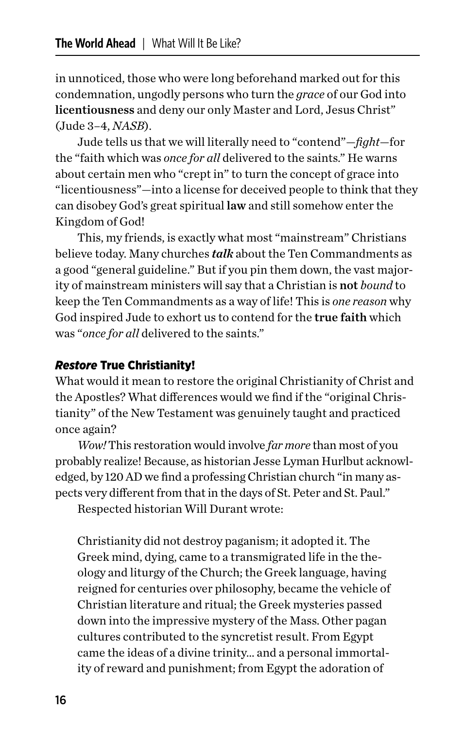in unnoticed, those who were long beforehand marked out for this condemnation, ungodly persons who turn the *grace* of our God into **licentiousness** and deny our only Master and Lord, Jesus Christ" (Jude 3–4, *NASB*).

Jude tells us that we will literally need to "contend"—*fight*—for the "faith which was *once for all* delivered to the saints." He warns about certain men who "crept in" to turn the concept of grace into "licentiousness"—into a license for deceived people to think that they can disobey God's great spiritual **law** and still somehow enter the Kingdom of God!

This, my friends, is exactly what most "mainstream" Christians believe today. Many churches ***talk*** about the Ten Commandments as a good "general guideline." But if you pin them down, the vast majority of mainstream ministers will say that a Christian is **not** *bound* to keep the Ten Commandments as a way of life! This is *one reason* why God inspired Jude to exhort us to contend for the **true faith** which was "*once for all* delivered to the saints."

### ***Restore* True Christianity!**

What would it mean to restore the original Christianity of Christ and the Apostles? What differences would we find if the "original Christianity" of the New Testament was genuinely taught and practiced once again?

*Wow!* This restoration would involve *far more* than most of you probably realize! Because, as historian Jesse Lyman Hurlbut acknowledged, by 120 AD we find a professing Christian church "in many aspects very different from that in the days of St. Peter and St. Paul."

Respected historian Will Durant wrote:

> Christianity did not destroy paganism; it adopted it. The Greek mind, dying, came to a transmigrated life in the theology and liturgy of the Church; the Greek language, having reigned for centuries over philosophy, became the vehicle of Christian literature and ritual; the Greek mysteries passed down into the impressive mystery of the Mass. Other pagan cultures contributed to the syncretist result. From Egypt came the ideas of a divine trinity... and a personal immortality of reward and punishment; from Egypt the adoration of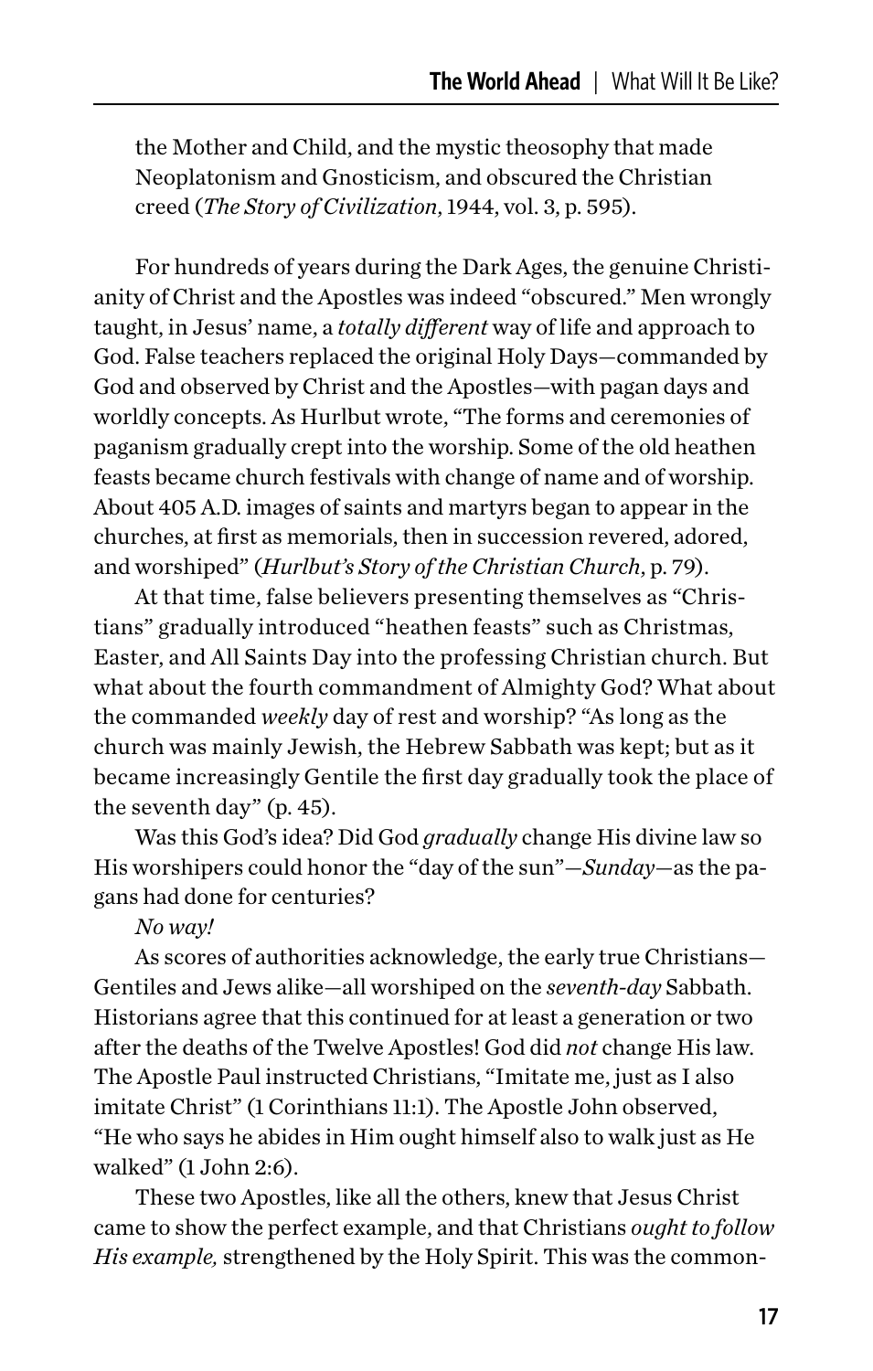the Mother and Child, and the mystic theosophy that made Neoplatonism and Gnosticism, and obscured the Christian creed (*The Story of Civilization*, 1944, vol. 3, p. 595).

For hundreds of years during the Dark Ages, the genuine Christianity of Christ and the Apostles was indeed "obscured." Men wrongly taught, in Jesus' name, a *totally different* way of life and approach to God. False teachers replaced the original Holy Days—commanded by God and observed by Christ and the Apostles—with pagan days and worldly concepts. As Hurlbut wrote, "The forms and ceremonies of paganism gradually crept into the worship. Some of the old heathen feasts became church festivals with change of name and of worship. About 405 A.D. images of saints and martyrs began to appear in the churches, at first as memorials, then in succession revered, adored, and worshiped" (*Hurlbut's Story of the Christian Church*, p. 79).

At that time, false believers presenting themselves as "Christians" gradually introduced "heathen feasts" such as Christmas, Easter, and All Saints Day into the professing Christian church. But what about the fourth commandment of Almighty God? What about the commanded *weekly* day of rest and worship? "As long as the church was mainly Jewish, the Hebrew Sabbath was kept; but as it became increasingly Gentile the first day gradually took the place of the seventh day" (p. 45).

Was this God's idea? Did God *gradually* change His divine law so His worshipers could honor the "day of the sun"—*Sunday*—as the pagans had done for centuries?

*No way!*

As scores of authorities acknowledge, the early true Christians—Gentiles and Jews alike—all worshiped on the *seventh-day* Sabbath. Historians agree that this continued for at least a generation or two after the deaths of the Twelve Apostles! God did *not* change His law. The Apostle Paul instructed Christians, "Imitate me, just as I also imitate Christ" (1 Corinthians 11:1). The Apostle John observed, "He who says he abides in Him ought himself also to walk just as He walked" (1 John 2:6).

These two Apostles, like all the others, knew that Jesus Christ came to show the perfect example, and that Christians *ought to follow His example,* strengthened by the Holy Spirit. This was the common-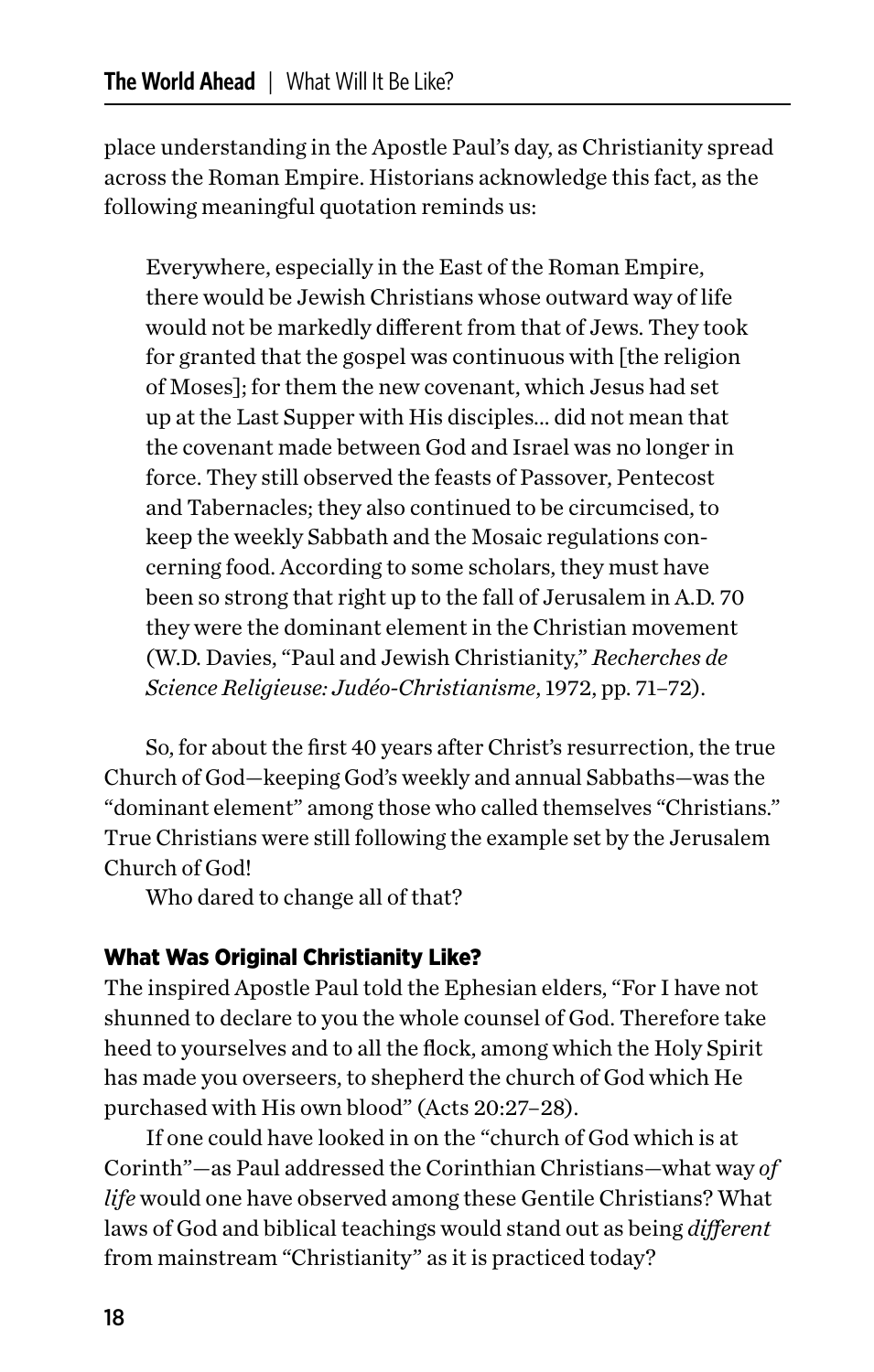place understanding in the Apostle Paul's day, as Christianity spread across the Roman Empire. Historians acknowledge this fact, as the following meaningful quotation reminds us:

> Everywhere, especially in the East of the Roman Empire, there would be Jewish Christians whose outward way of life would not be markedly different from that of Jews. They took for granted that the gospel was continuous with [the religion of Moses]; for them the new covenant, which Jesus had set up at the Last Supper with His disciples... did not mean that the covenant made between God and Israel was no longer in force. They still observed the feasts of Passover, Pentecost and Tabernacles; they also continued to be circumcised, to keep the weekly Sabbath and the Mosaic regulations concerning food. According to some scholars, they must have been so strong that right up to the fall of Jerusalem in A.D. 70 they were the dominant element in the Christian movement (W.D. Davies, "Paul and Jewish Christianity," *Recherches de Science Religieuse: Judéo-Christianisme*, 1972, pp. 71–72).

So, for about the first 40 years after Christ's resurrection, the true Church of God—keeping God's weekly and annual Sabbaths—was the "dominant element" among those who called themselves "Christians." True Christians were still following the example set by the Jerusalem Church of God!

Who dared to change all of that?

### What Was Original Christianity Like?

The inspired Apostle Paul told the Ephesian elders, "For I have not shunned to declare to you the whole counsel of God. Therefore take heed to yourselves and to all the flock, among which the Holy Spirit has made you overseers, to shepherd the church of God which He purchased with His own blood" (Acts 20:27–28).

If one could have looked in on the "church of God which is at Corinth"—as Paul addressed the Corinthian Christians—what way *of life* would one have observed among these Gentile Christians? What laws of God and biblical teachings would stand out as being *different* from mainstream "Christianity" as it is practiced today?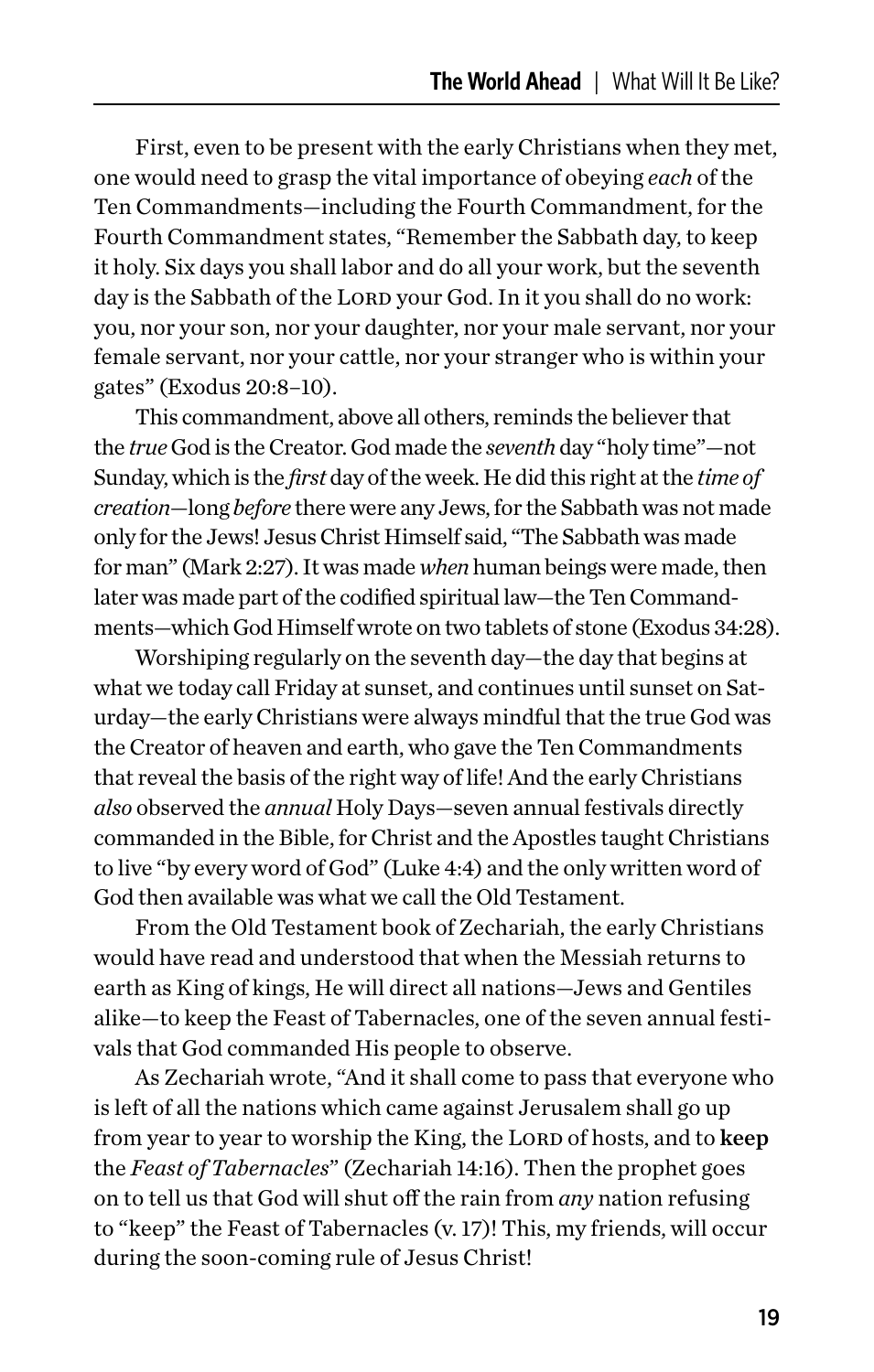First, even to be present with the early Christians when they met, one would need to grasp the vital importance of obeying *each* of the Ten Commandments—including the Fourth Commandment, for the Fourth Commandment states, "Remember the Sabbath day, to keep it holy. Six days you shall labor and do all your work, but the seventh day is the Sabbath of the LORD your God. In it you shall do no work: you, nor your son, nor your daughter, nor your male servant, nor your female servant, nor your cattle, nor your stranger who is within your gates" (Exodus 20:8–10).

This commandment, above all others, reminds the believer that the *true* God is the Creator. God made the *seventh* day "holy time"—not Sunday, which is the *first* day of the week. He did this right at the *time of creation*—long *before* there were any Jews, for the Sabbath was not made only for the Jews! Jesus Christ Himself said, "The Sabbath was made for man" (Mark 2:27). It was made *when* human beings were made, then later was made part of the codified spiritual law—the Ten Commandments—which God Himself wrote on two tablets of stone (Exodus 34:28).

Worshiping regularly on the seventh day—the day that begins at what we today call Friday at sunset, and continues until sunset on Saturday—the early Christians were always mindful that the true God was the Creator of heaven and earth, who gave the Ten Commandments that reveal the basis of the right way of life! And the early Christians *also* observed the *annual* Holy Days—seven annual festivals directly commanded in the Bible, for Christ and the Apostles taught Christians to live "by every word of God" (Luke 4:4) and the only written word of God then available was what we call the Old Testament.

From the Old Testament book of Zechariah, the early Christians would have read and understood that when the Messiah returns to earth as King of kings, He will direct all nations—Jews and Gentiles alike—to keep the Feast of Tabernacles, one of the seven annual festivals that God commanded His people to observe.

As Zechariah wrote, "And it shall come to pass that everyone who is left of all the nations which came against Jerusalem shall go up from year to year to worship the King, the LORD of hosts, and to **keep** the *Feast of Tabernacles*" (Zechariah 14:16). Then the prophet goes on to tell us that God will shut off the rain from *any* nation refusing to "keep" the Feast of Tabernacles (v. 17)! This, my friends, will occur during the soon-coming rule of Jesus Christ!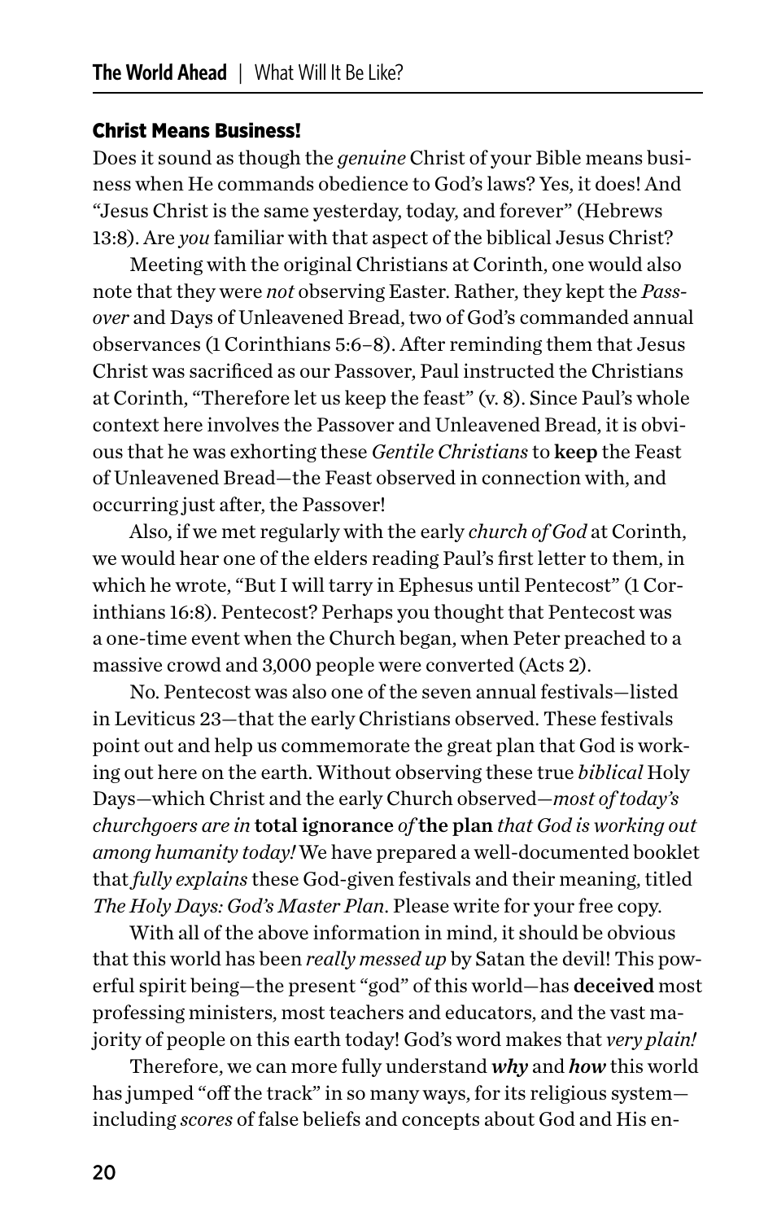### Christ Means Business!

Does it sound as though the *genuine* Christ of your Bible means business when He commands obedience to God's laws? Yes, it does! And "Jesus Christ is the same yesterday, today, and forever" (Hebrews 13:8). Are *you* familiar with that aspect of the biblical Jesus Christ?

Meeting with the original Christians at Corinth, one would also note that they were *not* observing Easter. Rather, they kept the *Passover* and Days of Unleavened Bread, two of God's commanded annual observances (1 Corinthians 5:6–8). After reminding them that Jesus Christ was sacrificed as our Passover, Paul instructed the Christians at Corinth, "Therefore let us keep the feast" (v. 8). Since Paul's whole context here involves the Passover and Unleavened Bread, it is obvious that he was exhorting these *Gentile Christians* to **keep** the Feast of Unleavened Bread—the Feast observed in connection with, and occurring just after, the Passover!

Also, if we met regularly with the early *church of God* at Corinth, we would hear one of the elders reading Paul's first letter to them, in which he wrote, "But I will tarry in Ephesus until Pentecost" (1 Corinthians 16:8). Pentecost? Perhaps you thought that Pentecost was a one-time event when the Church began, when Peter preached to a massive crowd and 3,000 people were converted (Acts 2).

No. Pentecost was also one of the seven annual festivals—listed in Leviticus 23—that the early Christians observed. These festivals point out and help us commemorate the great plan that God is working out here on the earth. Without observing these true *biblical* Holy Days—which Christ and the early Church observed—*most of today's churchgoers are in* **total ignorance** *of* **the plan** *that God is working out among humanity today!* We have prepared a well-documented booklet that *fully explains* these God-given festivals and their meaning, titled *The Holy Days: God's Master Plan*. Please write for your free copy.

With all of the above information in mind, it should be obvious that this world has been *really messed up* by Satan the devil! This powerful spirit being—the present "god" of this world—has **deceived** most professing ministers, most teachers and educators, and the vast majority of people on this earth today! God's word makes that *very plain!*

Therefore, we can more fully understand ***why*** and ***how*** this world has jumped "off the track" in so many ways, for its religious system—including *scores* of false beliefs and concepts about God and His en-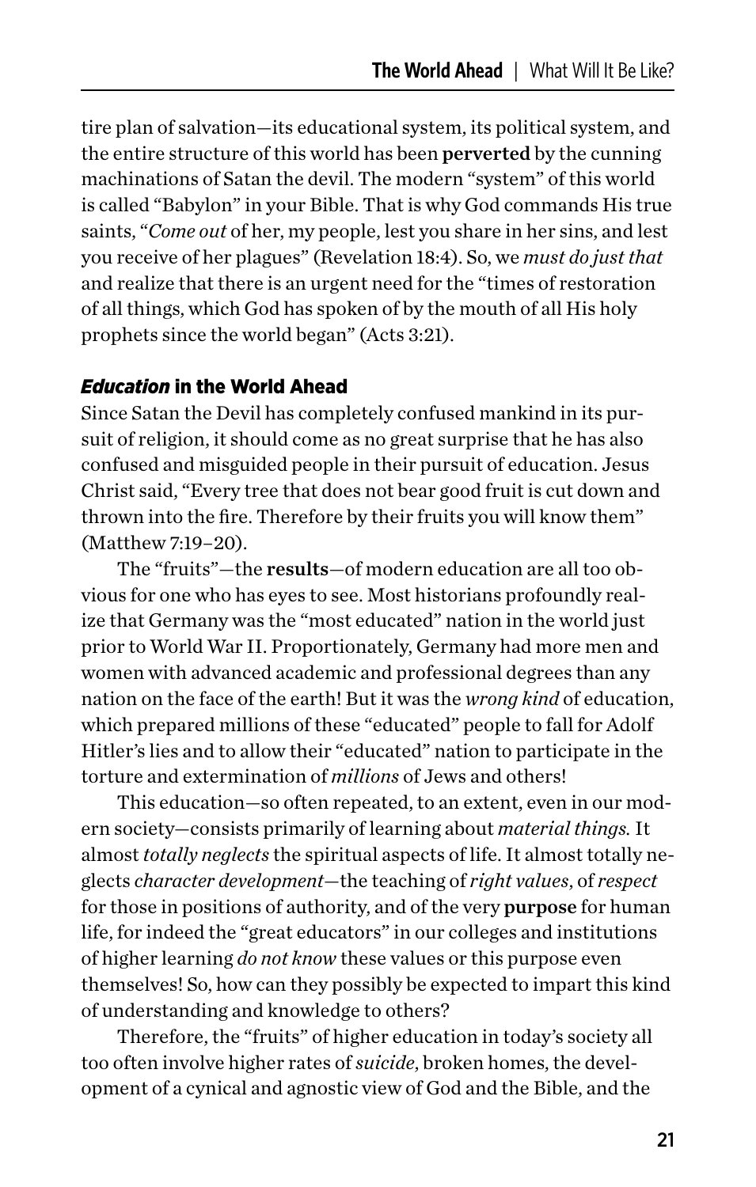tire plan of salvation—its educational system, its political system, and the entire structure of this world has been **perverted** by the cunning machinations of Satan the devil. The modern "system" of this world is called "Babylon" in your Bible. That is why God commands His true saints, "*Come out* of her, my people, lest you share in her sins, and lest you receive of her plagues" (Revelation 18:4). So, we *must do just that* and realize that there is an urgent need for the "times of restoration of all things, which God has spoken of by the mouth of all His holy prophets since the world began" (Acts 3:21).

### *Education* in the World Ahead

Since Satan the Devil has completely confused mankind in its pursuit of religion, it should come as no great surprise that he has also confused and misguided people in their pursuit of education. Jesus Christ said, "Every tree that does not bear good fruit is cut down and thrown into the fire. Therefore by their fruits you will know them" (Matthew 7:19–20).

The "fruits"—the **results**—of modern education are all too obvious for one who has eyes to see. Most historians profoundly realize that Germany was the "most educated" nation in the world just prior to World War II. Proportionately, Germany had more men and women with advanced academic and professional degrees than any nation on the face of the earth! But it was the *wrong kind* of education, which prepared millions of these "educated" people to fall for Adolf Hitler's lies and to allow their "educated" nation to participate in the torture and extermination of *millions* of Jews and others!

This education—so often repeated, to an extent, even in our modern society—consists primarily of learning about *material things.* It almost *totally neglects* the spiritual aspects of life. It almost totally neglects *character development*—the teaching of *right values,* of *respect* for those in positions of authority, and of the very **purpose** for human life, for indeed the "great educators" in our colleges and institutions of higher learning *do not know* these values or this purpose even themselves! So, how can they possibly be expected to impart this kind of understanding and knowledge to others?

Therefore, the "fruits" of higher education in today's society all too often involve higher rates of *suicide,* broken homes, the development of a cynical and agnostic view of God and the Bible, and the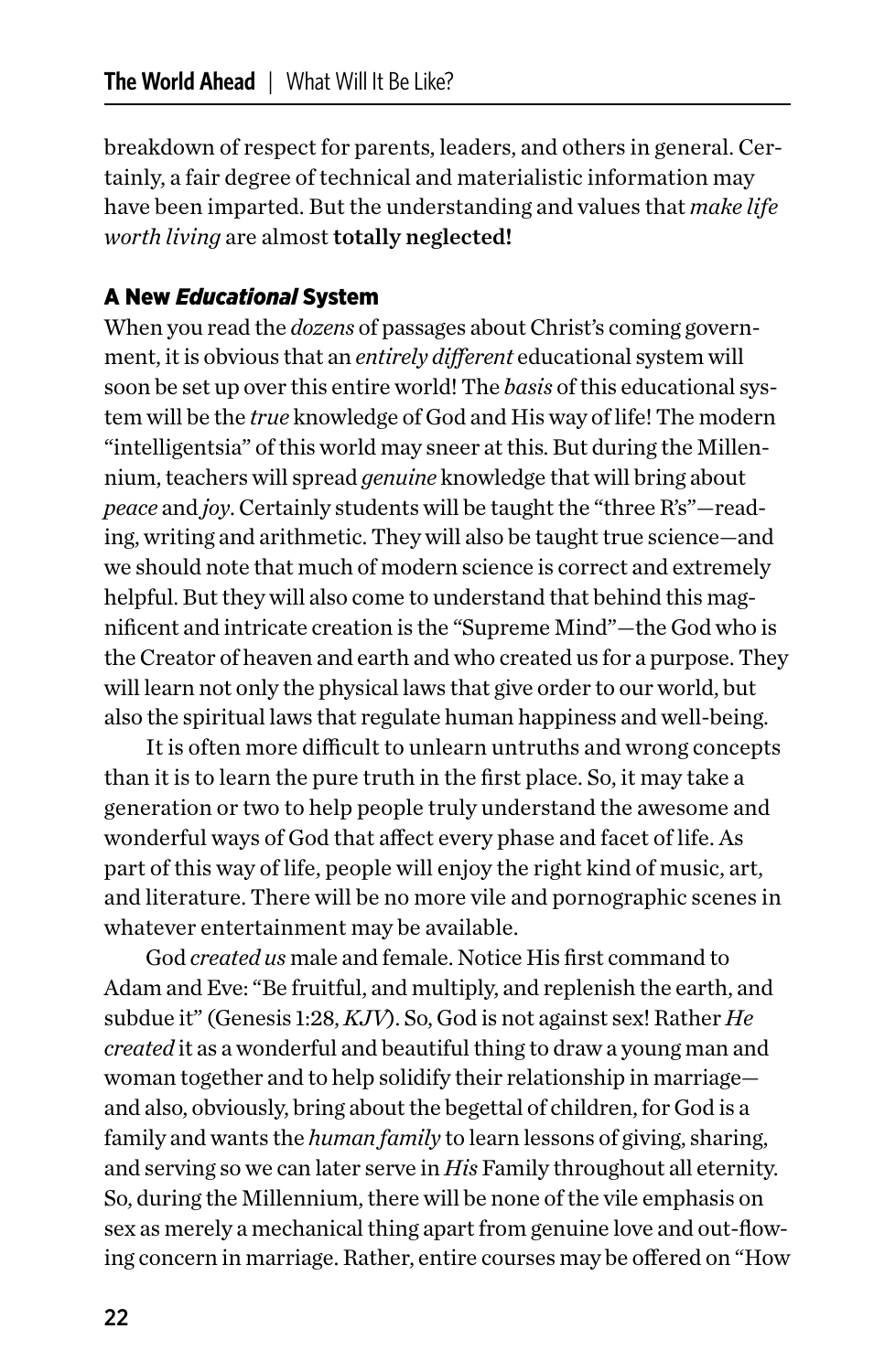breakdown of respect for parents, leaders, and others in general. Certainly, a fair degree of technical and materialistic information may have been imparted. But the understanding and values that *make life worth living* are almost **totally neglected!**

### A New *Educational* System

When you read the *dozens* of passages about Christ's coming government, it is obvious that an *entirely different* educational system will soon be set up over this entire world! The *basis* of this educational system will be the *true* knowledge of God and His way of life! The modern "intelligentsia" of this world may sneer at this. But during the Millennium, teachers will spread *genuine* knowledge that will bring about *peace* and *joy*. Certainly students will be taught the "three R's"—reading, writing and arithmetic. They will also be taught true science—and we should note that much of modern science is correct and extremely helpful. But they will also come to understand that behind this magnificent and intricate creation is the "Supreme Mind"—the God who is the Creator of heaven and earth and who created us for a purpose. They will learn not only the physical laws that give order to our world, but also the spiritual laws that regulate human happiness and well-being.

It is often more difficult to unlearn untruths and wrong concepts than it is to learn the pure truth in the first place. So, it may take a generation or two to help people truly understand the awesome and wonderful ways of God that affect every phase and facet of life. As part of this way of life, people will enjoy the right kind of music, art, and literature. There will be no more vile and pornographic scenes in whatever entertainment may be available.

God *created us* male and female. Notice His first command to Adam and Eve: "Be fruitful, and multiply, and replenish the earth, and subdue it" (Genesis 1:28, *KJV*). So, God is not against sex! Rather *He created* it as a wonderful and beautiful thing to draw a young man and woman together and to help solidify their relationship in marriage—and also, obviously, bring about the begettal of children, for God is a family and wants the *human family* to learn lessons of giving, sharing, and serving so we can later serve in *His* Family throughout all eternity. So, during the Millennium, there will be none of the vile emphasis on sex as merely a mechanical thing apart from genuine love and out-flowing concern in marriage. Rather, entire courses may be offered on "How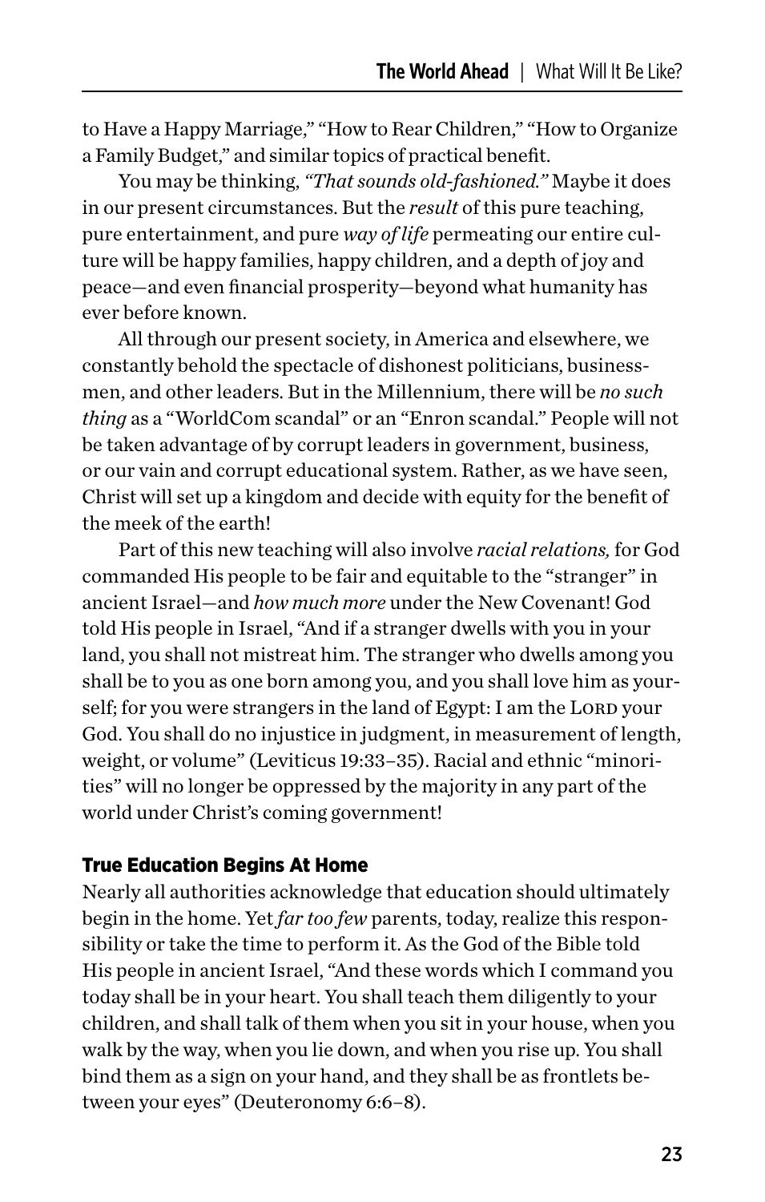to Have a Happy Marriage," "How to Rear Children," "How to Organize a Family Budget," and similar topics of practical benefit.

You may be thinking, *"That sounds old-fashioned."* Maybe it does in our present circumstances. But the *result* of this pure teaching, pure entertainment, and pure *way of life* permeating our entire culture will be happy families, happy children, and a depth of joy and peace—and even financial prosperity—beyond what humanity has ever before known.

All through our present society, in America and elsewhere, we constantly behold the spectacle of dishonest politicians, businessmen, and other leaders. But in the Millennium, there will be *no such thing* as a "WorldCom scandal" or an "Enron scandal." People will not be taken advantage of by corrupt leaders in government, business, or our vain and corrupt educational system. Rather, as we have seen, Christ will set up a kingdom and decide with equity for the benefit of the meek of the earth!

Part of this new teaching will also involve *racial relations,* for God commanded His people to be fair and equitable to the "stranger" in ancient Israel—and *how much more* under the New Covenant! God told His people in Israel, "And if a stranger dwells with you in your land, you shall not mistreat him. The stranger who dwells among you shall be to you as one born among you, and you shall love him as yourself; for you were strangers in the land of Egypt: I am the LORD your God. You shall do no injustice in judgment, in measurement of length, weight, or volume" (Leviticus 19:33–35). Racial and ethnic "minorities" will no longer be oppressed by the majority in any part of the world under Christ's coming government!

### True Education Begins At Home

Nearly all authorities acknowledge that education should ultimately begin in the home. Yet *far too few* parents, today, realize this responsibility or take the time to perform it. As the God of the Bible told His people in ancient Israel, "And these words which I command you today shall be in your heart. You shall teach them diligently to your children, and shall talk of them when you sit in your house, when you walk by the way, when you lie down, and when you rise up. You shall bind them as a sign on your hand, and they shall be as frontlets between your eyes" (Deuteronomy 6:6–8).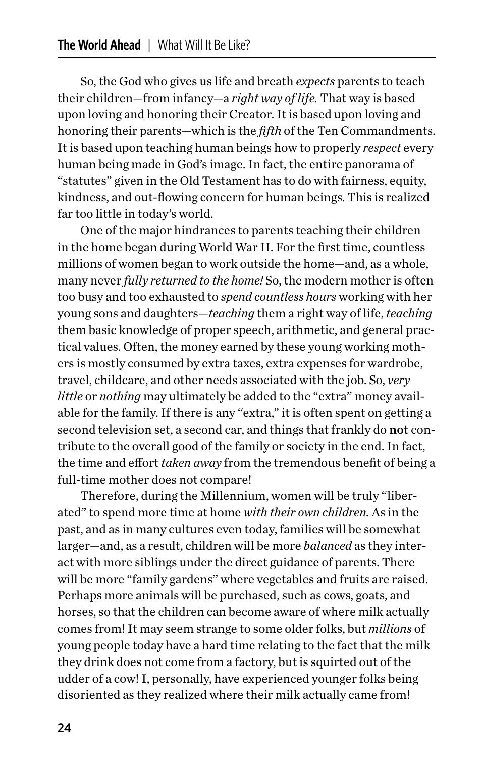So, the God who gives us life and breath *expects* parents to teach their children—from infancy—a *right way of life.* That way is based upon loving and honoring their Creator. It is based upon loving and honoring their parents—which is the *fifth* of the Ten Commandments. It is based upon teaching human beings how to properly *respect* every human being made in God's image. In fact, the entire panorama of "statutes" given in the Old Testament has to do with fairness, equity, kindness, and out-flowing concern for human beings. This is realized far too little in today's world.

One of the major hindrances to parents teaching their children in the home began during World War II. For the first time, countless millions of women began to work outside the home—and, as a whole, many never *fully returned to the home!* So, the modern mother is often too busy and too exhausted to *spend countless hours* working with her young sons and daughters—*teaching* them a right way of life, *teaching* them basic knowledge of proper speech, arithmetic, and general practical values. Often, the money earned by these young working mothers is mostly consumed by extra taxes, extra expenses for wardrobe, travel, childcare, and other needs associated with the job. So, *very little* or *nothing* may ultimately be added to the "extra" money available for the family. If there is any "extra," it is often spent on getting a second television set, a second car, and things that frankly do **not** contribute to the overall good of the family or society in the end. In fact, the time and effort *taken away* from the tremendous benefit of being a full-time mother does not compare!

Therefore, during the Millennium, women will be truly "liberated" to spend more time at home *with their own children.* As in the past, and as in many cultures even today, families will be somewhat larger—and, as a result, children will be more *balanced* as they interact with more siblings under the direct guidance of parents. There will be more "family gardens" where vegetables and fruits are raised. Perhaps more animals will be purchased, such as cows, goats, and horses, so that the children can become aware of where milk actually comes from! It may seem strange to some older folks, but *millions* of young people today have a hard time relating to the fact that the milk they drink does not come from a factory, but is squirted out of the udder of a cow! I, personally, have experienced younger folks being disoriented as they realized where their milk actually came from!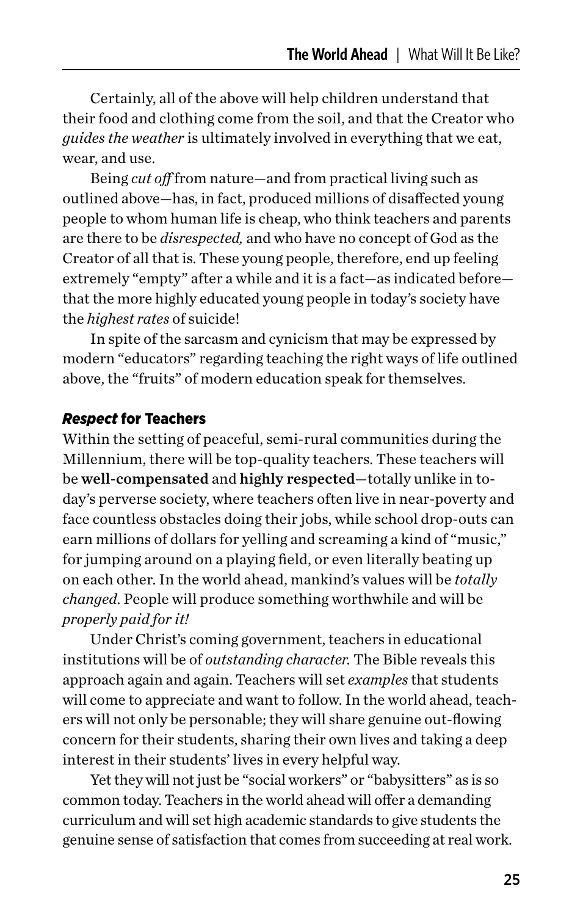Certainly, all of the above will help children understand that their food and clothing come from the soil, and that the Creator who *guides the weather* is ultimately involved in everything that we eat, wear, and use.

Being *cut off* from nature—and from practical living such as outlined above—has, in fact, produced millions of disaffected young people to whom human life is cheap, who think teachers and parents are there to be *disrespected,* and who have no concept of God as the Creator of all that is. These young people, therefore, end up feeling extremely "empty" after a while and it is a fact—as indicated before—that the more highly educated young people in today's society have the *highest rates* of suicide!

In spite of the sarcasm and cynicism that may be expressed by modern "educators" regarding teaching the right ways of life outlined above, the "fruits" of modern education speak for themselves.

### *Respect* for Teachers

Within the setting of peaceful, semi-rural communities during the Millennium, there will be top-quality teachers. These teachers will be **well-compensated** and **highly respected**—totally unlike in today's perverse society, where teachers often live in near-poverty and face countless obstacles doing their jobs, while school drop-outs can earn millions of dollars for yelling and screaming a kind of "music," for jumping around on a playing field, or even literally beating up on each other. In the world ahead, mankind's values will be *totally changed*. People will produce something worthwhile and will be *properly paid for it!*

Under Christ's coming government, teachers in educational institutions will be of *outstanding character.* The Bible reveals this approach again and again. Teachers will set *examples* that students will come to appreciate and want to follow. In the world ahead, teachers will not only be personable; they will share genuine out-flowing concern for their students, sharing their own lives and taking a deep interest in their students' lives in every helpful way.

Yet they will not just be "social workers" or "babysitters" as is so common today. Teachers in the world ahead will offer a demanding curriculum and will set high academic standards to give students the genuine sense of satisfaction that comes from succeeding at real work.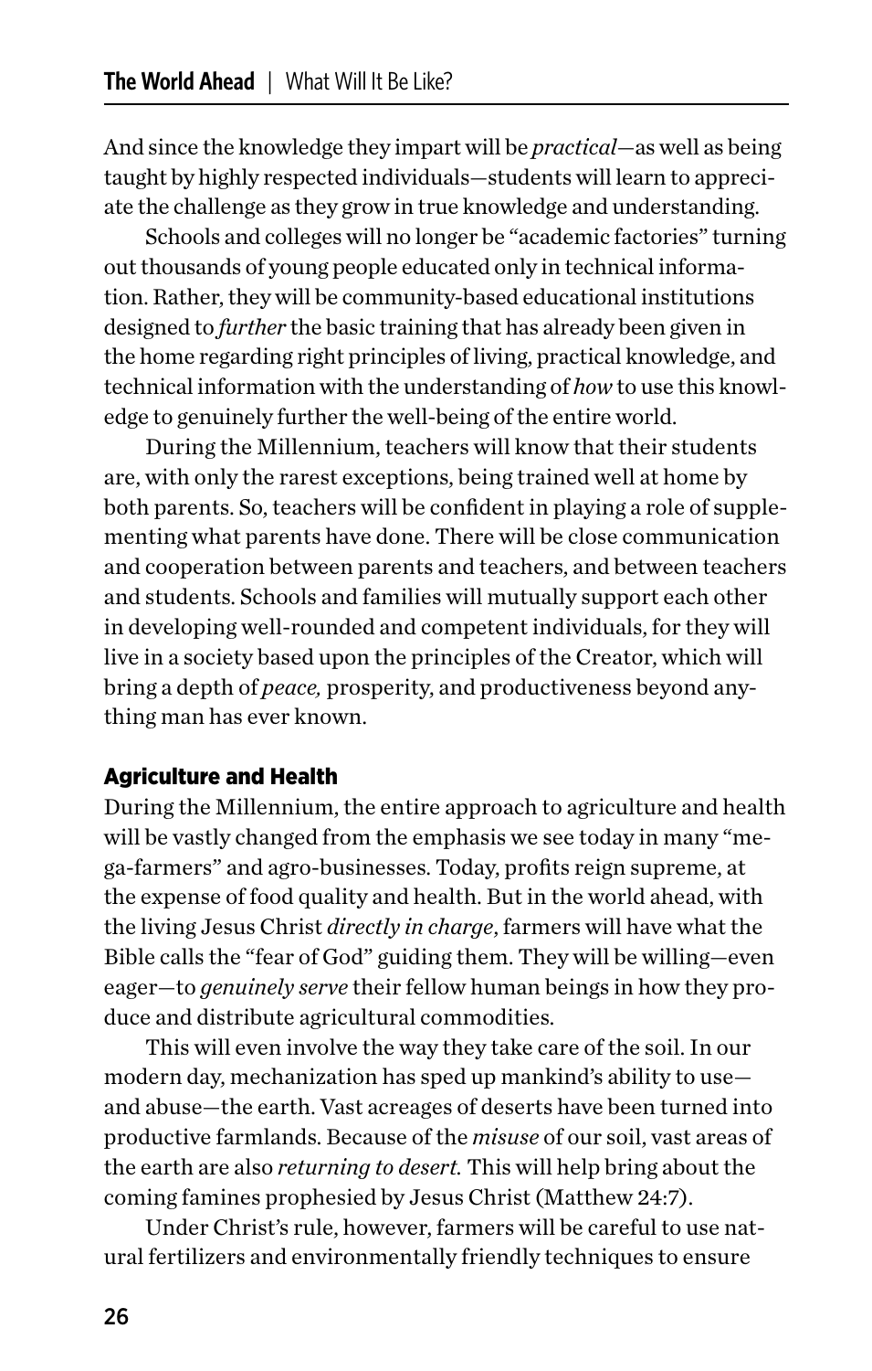And since the knowledge they impart will be *practical*—as well as being taught by highly respected individuals—students will learn to appreciate the challenge as they grow in true knowledge and understanding.

Schools and colleges will no longer be "academic factories" turning out thousands of young people educated only in technical information. Rather, they will be community-based educational institutions designed to *further* the basic training that has already been given in the home regarding right principles of living, practical knowledge, and technical information with the understanding of *how* to use this knowledge to genuinely further the well-being of the entire world.

During the Millennium, teachers will know that their students are, with only the rarest exceptions, being trained well at home by both parents. So, teachers will be confident in playing a role of supplementing what parents have done. There will be close communication and cooperation between parents and teachers, and between teachers and students. Schools and families will mutually support each other in developing well-rounded and competent individuals, for they will live in a society based upon the principles of the Creator, which will bring a depth of *peace,* prosperity, and productiveness beyond anything man has ever known.

### Agriculture and Health

During the Millennium, the entire approach to agriculture and health will be vastly changed from the emphasis we see today in many "mega-farmers" and agro-businesses. Today, profits reign supreme, at the expense of food quality and health. But in the world ahead, with the living Jesus Christ *directly in charge*, farmers will have what the Bible calls the "fear of God" guiding them. They will be willing—even eager—to *genuinely serve* their fellow human beings in how they produce and distribute agricultural commodities.

This will even involve the way they take care of the soil. In our modern day, mechanization has sped up mankind's ability to use—and abuse—the earth. Vast acreages of deserts have been turned into productive farmlands. Because of the *misuse* of our soil, vast areas of the earth are also *returning to desert.* This will help bring about the coming famines prophesied by Jesus Christ (Matthew 24:7).

Under Christ's rule, however, farmers will be careful to use natural fertilizers and environmentally friendly techniques to ensure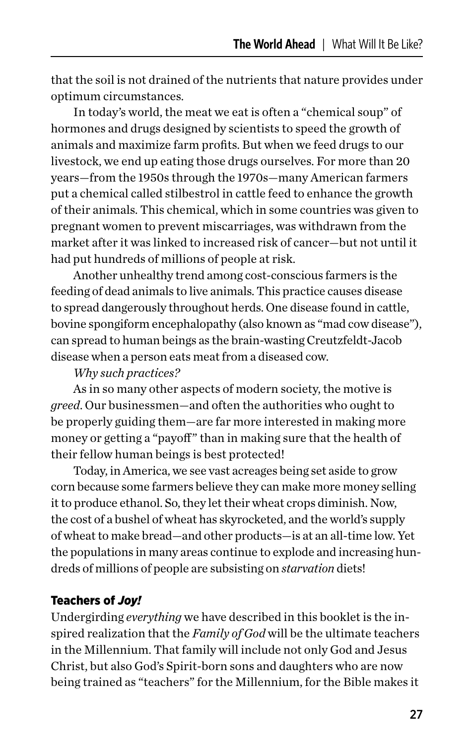that the soil is not drained of the nutrients that nature provides under optimum circumstances.

In today's world, the meat we eat is often a "chemical soup" of hormones and drugs designed by scientists to speed the growth of animals and maximize farm profits. But when we feed drugs to our livestock, we end up eating those drugs ourselves. For more than 20 years—from the 1950s through the 1970s—many American farmers put a chemical called stilbestrol in cattle feed to enhance the growth of their animals. This chemical, which in some countries was given to pregnant women to prevent miscarriages, was withdrawn from the market after it was linked to increased risk of cancer—but not until it had put hundreds of millions of people at risk.

Another unhealthy trend among cost-conscious farmers is the feeding of dead animals to live animals. This practice causes disease to spread dangerously throughout herds. One disease found in cattle, bovine spongiform encephalopathy (also known as "mad cow disease"), can spread to human beings as the brain-wasting Creutzfeldt-Jacob disease when a person eats meat from a diseased cow.

*Why such practices?*

As in so many other aspects of modern society, the motive is *greed*. Our businessmen—and often the authorities who ought to be properly guiding them—are far more interested in making more money or getting a "payoff" than in making sure that the health of their fellow human beings is best protected!

Today, in America, we see vast acreages being set aside to grow corn because some farmers believe they can make more money selling it to produce ethanol. So, they let their wheat crops diminish. Now, the cost of a bushel of wheat has skyrocketed, and the world's supply of wheat to make bread—and other products—is at an all-time low. Yet the populations in many areas continue to explode and increasing hundreds of millions of people are subsisting on *starvation* diets!

## Teachers of *Joy!*

Undergirding *everything* we have described in this booklet is the inspired realization that the *Family of God* will be the ultimate teachers in the Millennium. That family will include not only God and Jesus Christ, but also God's Spirit-born sons and daughters who are now being trained as "teachers" for the Millennium, for the Bible makes it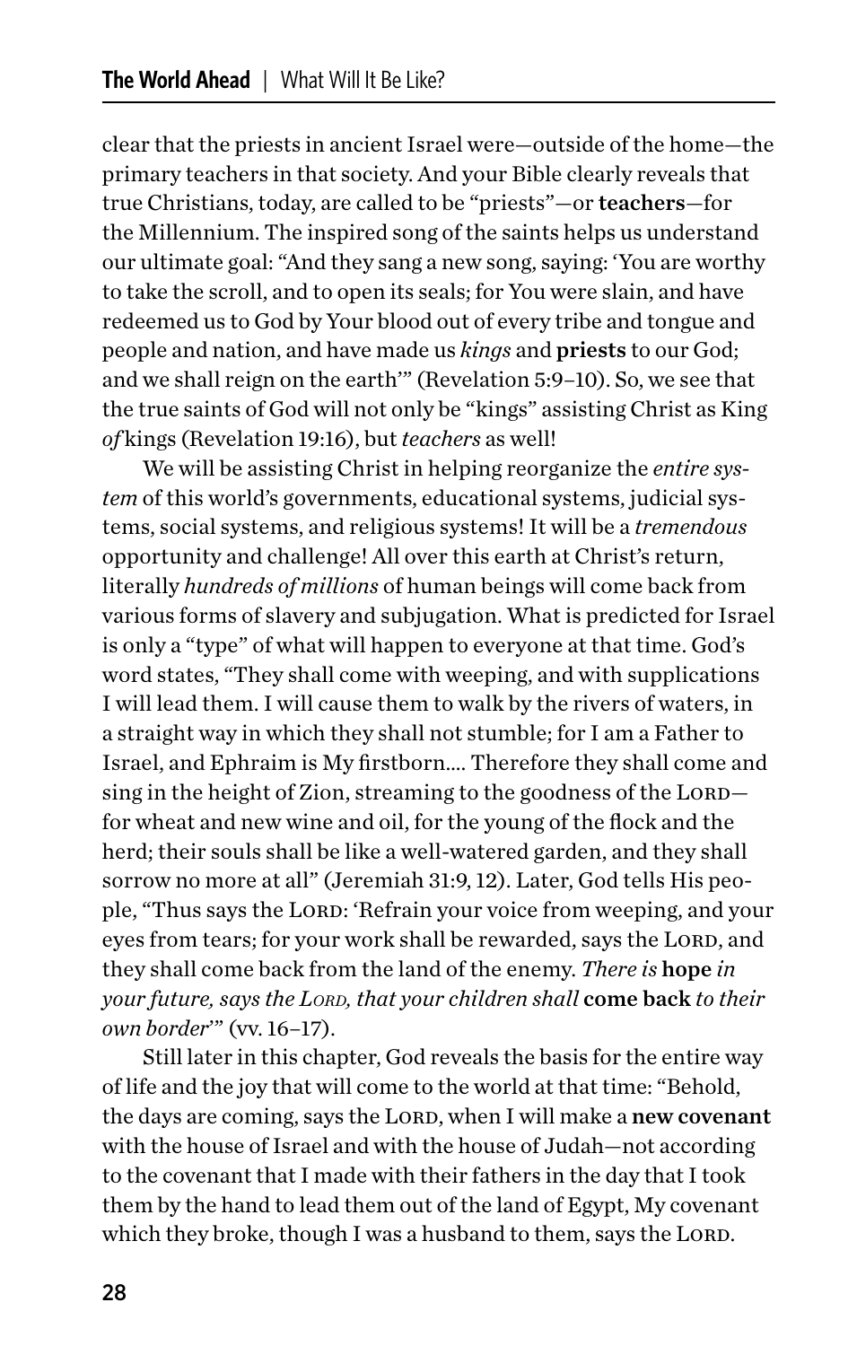clear that the priests in ancient Israel were—outside of the home—the primary teachers in that society. And your Bible clearly reveals that true Christians, today, are called to be "priests"—or **teachers**—for the Millennium. The inspired song of the saints helps us understand our ultimate goal: "And they sang a new song, saying: 'You are worthy to take the scroll, and to open its seals; for You were slain, and have redeemed us to God by Your blood out of every tribe and tongue and people and nation, and have made us *kings* and **priests** to our God; and we shall reign on the earth'" (Revelation 5:9–10). So, we see that the true saints of God will not only be "kings" assisting Christ as King *of* kings (Revelation 19:16), but *teachers* as well!

We will be assisting Christ in helping reorganize the *entire system* of this world's governments, educational systems, judicial systems, social systems, and religious systems! It will be a *tremendous* opportunity and challenge! All over this earth at Christ's return, literally *hundreds of millions* of human beings will come back from various forms of slavery and subjugation. What is predicted for Israel is only a "type" of what will happen to everyone at that time. God's word states, "They shall come with weeping, and with supplications I will lead them. I will cause them to walk by the rivers of waters, in a straight way in which they shall not stumble; for I am a Father to Israel, and Ephraim is My firstborn.... Therefore they shall come and sing in the height of Zion, streaming to the goodness of the LORD—for wheat and new wine and oil, for the young of the flock and the herd; their souls shall be like a well-watered garden, and they shall sorrow no more at all" (Jeremiah 31:9, 12). Later, God tells His people, "Thus says the LORD: 'Refrain your voice from weeping, and your eyes from tears; for your work shall be rewarded, says the LORD, and they shall come back from the land of the enemy. *There is* **hope** *in your future, says the LORD, that your children shall* **come back** *to their own border*'" (vv. 16–17).

Still later in this chapter, God reveals the basis for the entire way of life and the joy that will come to the world at that time: "Behold, the days are coming, says the LORD, when I will make a **new covenant** with the house of Israel and with the house of Judah—not according to the covenant that I made with their fathers in the day that I took them by the hand to lead them out of the land of Egypt, My covenant which they broke, though I was a husband to them, says the LORD.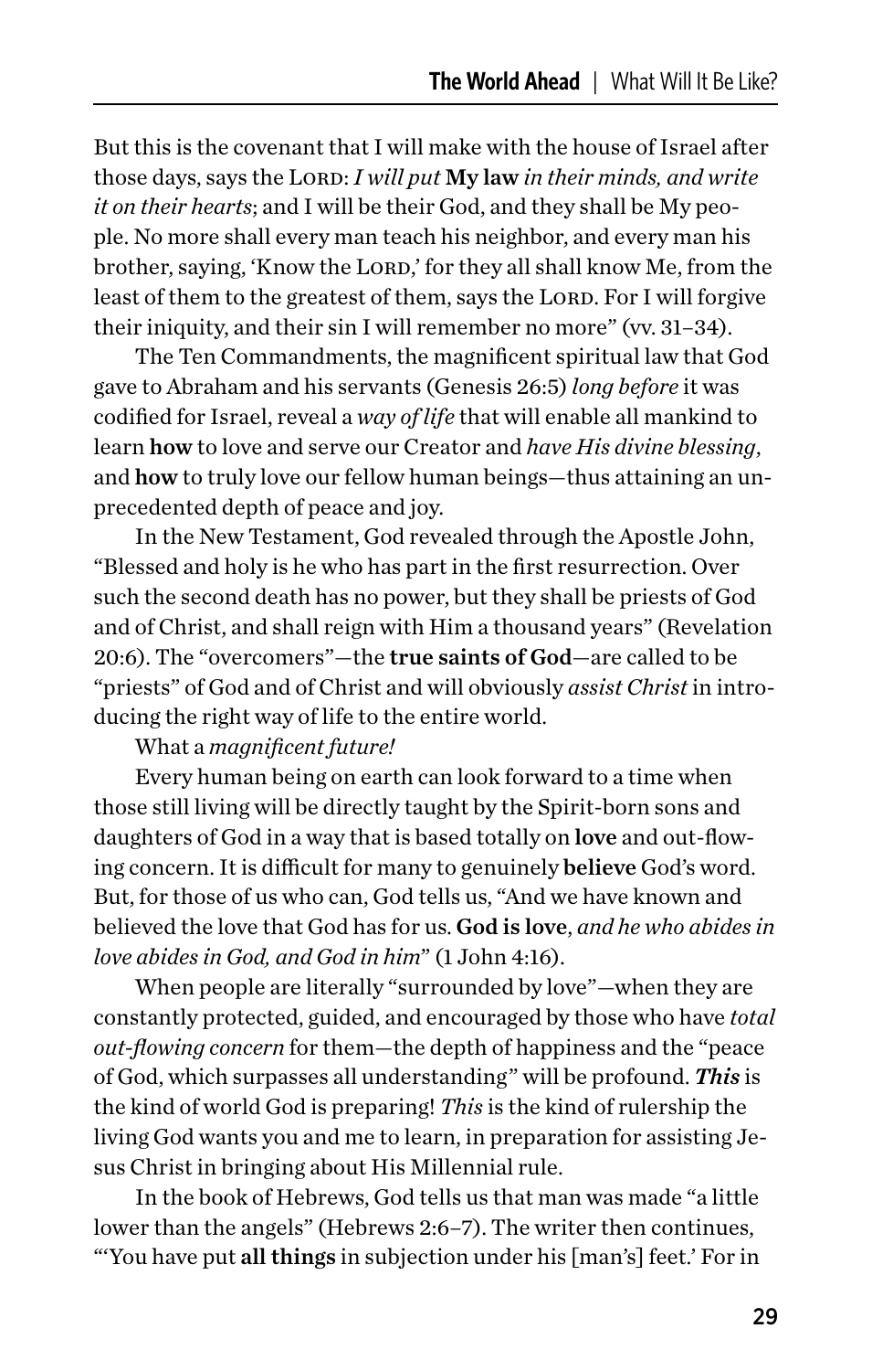But this is the covenant that I will make with the house of Israel after those days, says the LORD: *I will put* **My law** *in their minds, and write it on their hearts*; and I will be their God, and they shall be My people. No more shall every man teach his neighbor, and every man his brother, saying, 'Know the LORD,' for they all shall know Me, from the least of them to the greatest of them, says the LORD. For I will forgive their iniquity, and their sin I will remember no more" (vv. 31–34).

The Ten Commandments, the magnificent spiritual law that God gave to Abraham and his servants (Genesis 26:5) *long before* it was codified for Israel, reveal a *way of life* that will enable all mankind to learn **how** to love and serve our Creator and *have His divine blessing*, and **how** to truly love our fellow human beings—thus attaining an unprecedented depth of peace and joy.

In the New Testament, God revealed through the Apostle John, "Blessed and holy is he who has part in the first resurrection. Over such the second death has no power, but they shall be priests of God and of Christ, and shall reign with Him a thousand years" (Revelation 20:6). The "overcomers"—the **true saints of God**—are called to be "priests" of God and of Christ and will obviously *assist Christ* in introducing the right way of life to the entire world.

What a *magnificent future!*

Every human being on earth can look forward to a time when those still living will be directly taught by the Spirit-born sons and daughters of God in a way that is based totally on **love** and out-flowing concern. It is difficult for many to genuinely **believe** God's word. But, for those of us who can, God tells us, "And we have known and believed the love that God has for us. **God is love**, *and he who abides in love abides in God, and God in him*" (1 John 4:16).

When people are literally "surrounded by love"—when they are constantly protected, guided, and encouraged by those who have *total out-flowing concern* for them—the depth of happiness and the "peace of God, which surpasses all understanding" will be profound. ***This*** is the kind of world God is preparing! *This* is the kind of rulership the living God wants you and me to learn, in preparation for assisting Jesus Christ in bringing about His Millennial rule.

In the book of Hebrews, God tells us that man was made "a little lower than the angels" (Hebrews 2:6–7). The writer then continues, "'You have put **all things** in subjection under his [man's] feet.' For in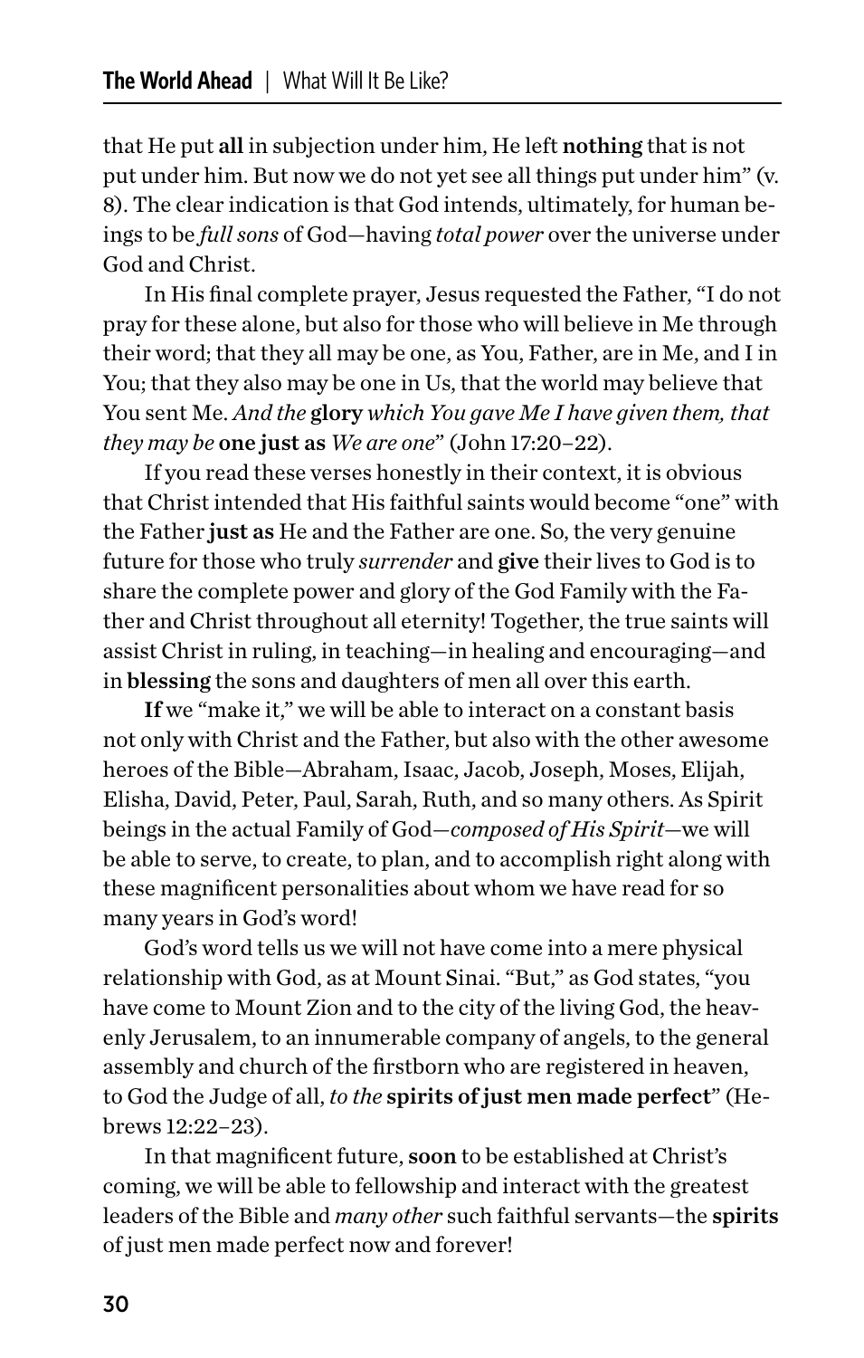that He put **all** in subjection under him, He left **nothing** that is not put under him. But now we do not yet see all things put under him" (v. 8). The clear indication is that God intends, ultimately, for human beings to be *full sons* of God—having *total power* over the universe under God and Christ.

In His final complete prayer, Jesus requested the Father, "I do not pray for these alone, but also for those who will believe in Me through their word; that they all may be one, as You, Father, are in Me, and I in You; that they also may be one in Us, that the world may believe that You sent Me. *And the* **glory** *which You gave Me I have given them, that they may be* **one just as** *We are one*" (John 17:20–22).

If you read these verses honestly in their context, it is obvious that Christ intended that His faithful saints would become "one" with the Father **just as** He and the Father are one. So, the very genuine future for those who truly *surrender* and **give** their lives to God is to share the complete power and glory of the God Family with the Father and Christ throughout all eternity! Together, the true saints will assist Christ in ruling, in teaching—in healing and encouraging—and in **blessing** the sons and daughters of men all over this earth.

**If** we "make it," we will be able to interact on a constant basis not only with Christ and the Father, but also with the other awesome heroes of the Bible—Abraham, Isaac, Jacob, Joseph, Moses, Elijah, Elisha, David, Peter, Paul, Sarah, Ruth, and so many others. As Spirit beings in the actual Family of God—*composed of His Spirit*—we will be able to serve, to create, to plan, and to accomplish right along with these magnificent personalities about whom we have read for so many years in God's word!

God's word tells us we will not have come into a mere physical relationship with God, as at Mount Sinai. "But," as God states, "you have come to Mount Zion and to the city of the living God, the heavenly Jerusalem, to an innumerable company of angels, to the general assembly and church of the firstborn who are registered in heaven, to God the Judge of all, *to the* **spirits of just men made perfect**" (Hebrews 12:22–23).

In that magnificent future, **soon** to be established at Christ's coming, we will be able to fellowship and interact with the greatest leaders of the Bible and *many other* such faithful servants—the **spirits** of just men made perfect now and forever!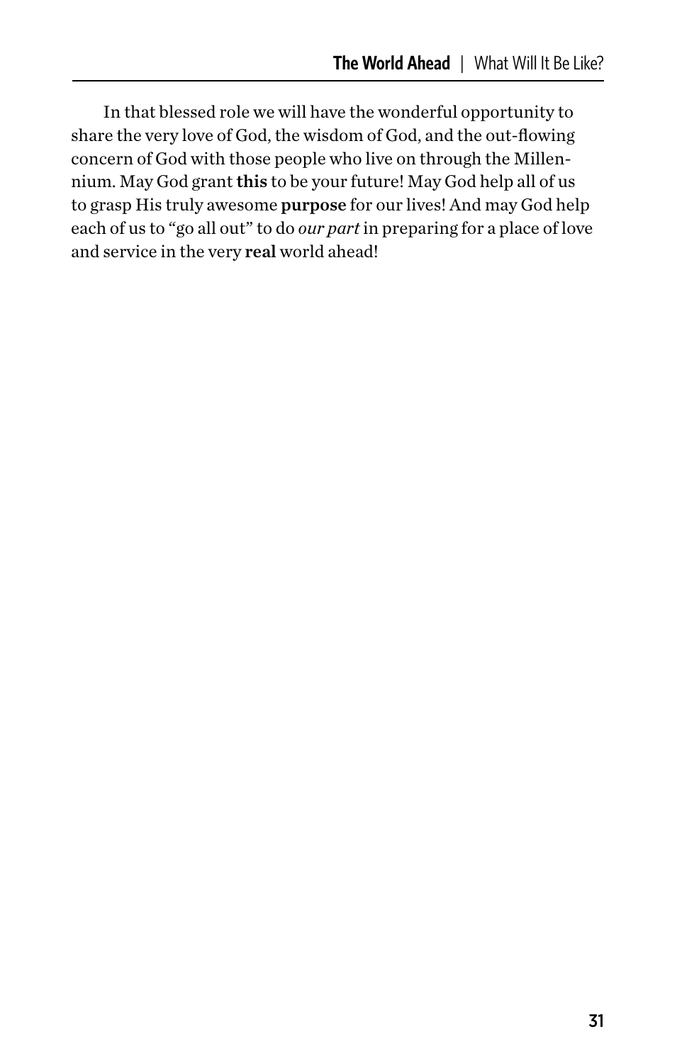In that blessed role we will have the wonderful opportunity to share the very love of God, the wisdom of God, and the out-flowing concern of God with those people who live on through the Millennium. May God grant **this** to be your future! May God help all of us to grasp His truly awesome **purpose** for our lives! And may God help each of us to "go all out" to do *our part* in preparing for a place of love and service in the very **real** world ahead!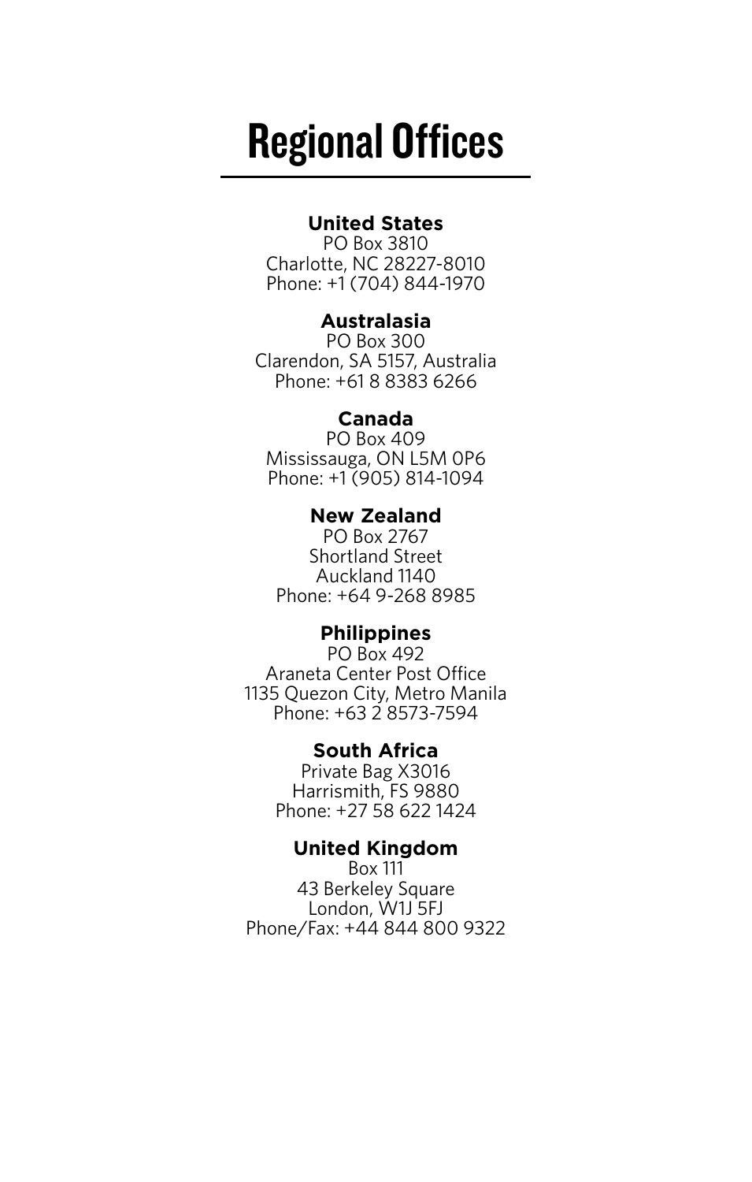# Regional Offices

**United States**
PO Box 3810
Charlotte, NC 28227-8010
Phone: +1 (704) 844-1970

**Australasia**
PO Box 300
Clarendon, SA 5157, Australia
Phone: +61 8 8383 6266

**Canada**
PO Box 409
Mississauga, ON L5M 0P6
Phone: +1 (905) 814-1094

**New Zealand**
PO Box 2767
Shortland Street
Auckland 1140
Phone: +64 9-268 8985

**Philippines**
PO Box 492
Araneta Center Post Office
1135 Quezon City, Metro Manila
Phone: +63 2 8573-7594

**South Africa**
Private Bag X3016
Harrismith, FS 9880
Phone: +27 58 622 1424

**United Kingdom**
Box 111
43 Berkeley Square
London, W1J 5FJ
Phone/Fax: +44 844 800 9322